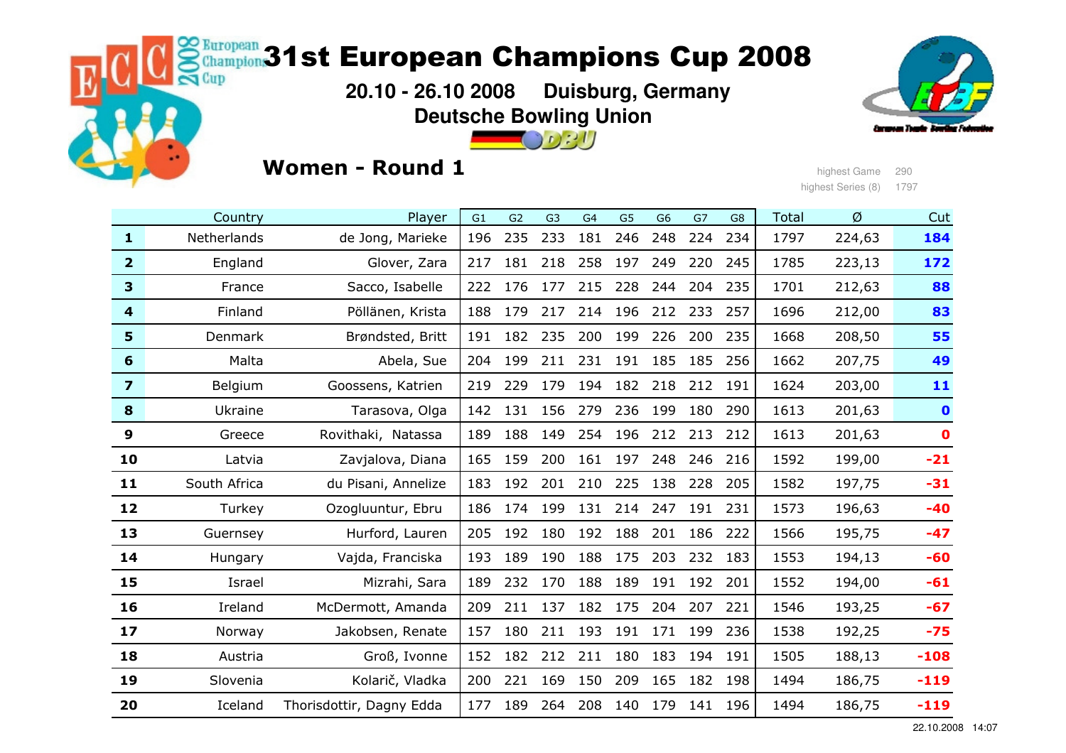# 31st European Champions Cup 2008

**20.10 - 26.10 2008 Duisburg, Germany**

**Deutsche Bowling Union**

## Women - Round 1

highest Game 290

highest Series (8) 1797

| | Country | Player | G1 | G2 | G3 | G4 | G5 | G6 | G7 | G8 | Total | Ø | Cut |
|---|---|---|---|---|---|---|---|---|---|---|---|---|---|
| **1** | Netherlands | de Jong, Marieke | 196 | 235 | 233 | 181 | 246 | 248 | 224 | 234 | 1797 | 224,63 | **184** |
| **2** | England | Glover, Zara | 217 | 181 | 218 | 258 | 197 | 249 | 220 | 245 | 1785 | 223,13 | **172** |
| **3** | France | Sacco, Isabelle | 222 | 176 | 177 | 215 | 228 | 244 | 204 | 235 | 1701 | 212,63 | **88** |
| **4** | Finland | Pöllänen, Krista | 188 | 179 | 217 | 214 | 196 | 212 | 233 | 257 | 1696 | 212,00 | **83** |
| **5** | Denmark | Brøndsted, Britt | 191 | 182 | 235 | 200 | 199 | 226 | 200 | 235 | 1668 | 208,50 | **55** |
| **6** | Malta | Abela, Sue | 204 | 199 | 211 | 231 | 191 | 185 | 185 | 256 | 1662 | 207,75 | **49** |
| **7** | Belgium | Goossens, Katrien | 219 | 229 | 179 | 194 | 182 | 218 | 212 | 191 | 1624 | 203,00 | **11** |
| **8** | Ukraine | Tarasova, Olga | 142 | 131 | 156 | 279 | 236 | 199 | 180 | 290 | 1613 | 201,63 | **0** |
| **9** | Greece | Rovithaki, Natassa | 189 | 188 | 149 | 254 | 196 | 212 | 213 | 212 | 1613 | 201,63 | **0** |
| **10** | Latvia | Zavjalova, Diana | 165 | 159 | 200 | 161 | 197 | 248 | 246 | 216 | 1592 | 199,00 | **-21** |
| **11** | South Africa | du Pisani, Annelize | 183 | 192 | 201 | 210 | 225 | 138 | 228 | 205 | 1582 | 197,75 | **-31** |
| **12** | Turkey | Ozogluuntur, Ebru | 186 | 174 | 199 | 131 | 214 | 247 | 191 | 231 | 1573 | 196,63 | **-40** |
| **13** | Guernsey | Hurford, Lauren | 205 | 192 | 180 | 192 | 188 | 201 | 186 | 222 | 1566 | 195,75 | **-47** |
| **14** | Hungary | Vajda, Franciska | 193 | 189 | 190 | 188 | 175 | 203 | 232 | 183 | 1553 | 194,13 | **-60** |
| **15** | Israel | Mizrahi, Sara | 189 | 232 | 170 | 188 | 189 | 191 | 192 | 201 | 1552 | 194,00 | **-61** |
| **16** | Ireland | McDermott, Amanda | 209 | 211 | 137 | 182 | 175 | 204 | 207 | 221 | 1546 | 193,25 | **-67** |
| **17** | Norway | Jakobsen, Renate | 157 | 180 | 211 | 193 | 191 | 171 | 199 | 236 | 1538 | 192,25 | **-75** |
| **18** | Austria | Groß, Ivonne | 152 | 182 | 212 | 211 | 180 | 183 | 194 | 191 | 1505 | 188,13 | **-108** |
| **19** | Slovenia | Kolarič, Vladka | 200 | 221 | 169 | 150 | 209 | 165 | 182 | 198 | 1494 | 186,75 | **-119** |
| **20** | Iceland | Thorisdottir, Dagny Edda | 177 | 189 | 264 | 208 | 140 | 179 | 141 | 196 | 1494 | 186,75 | **-119** |

22.10.2008 14:07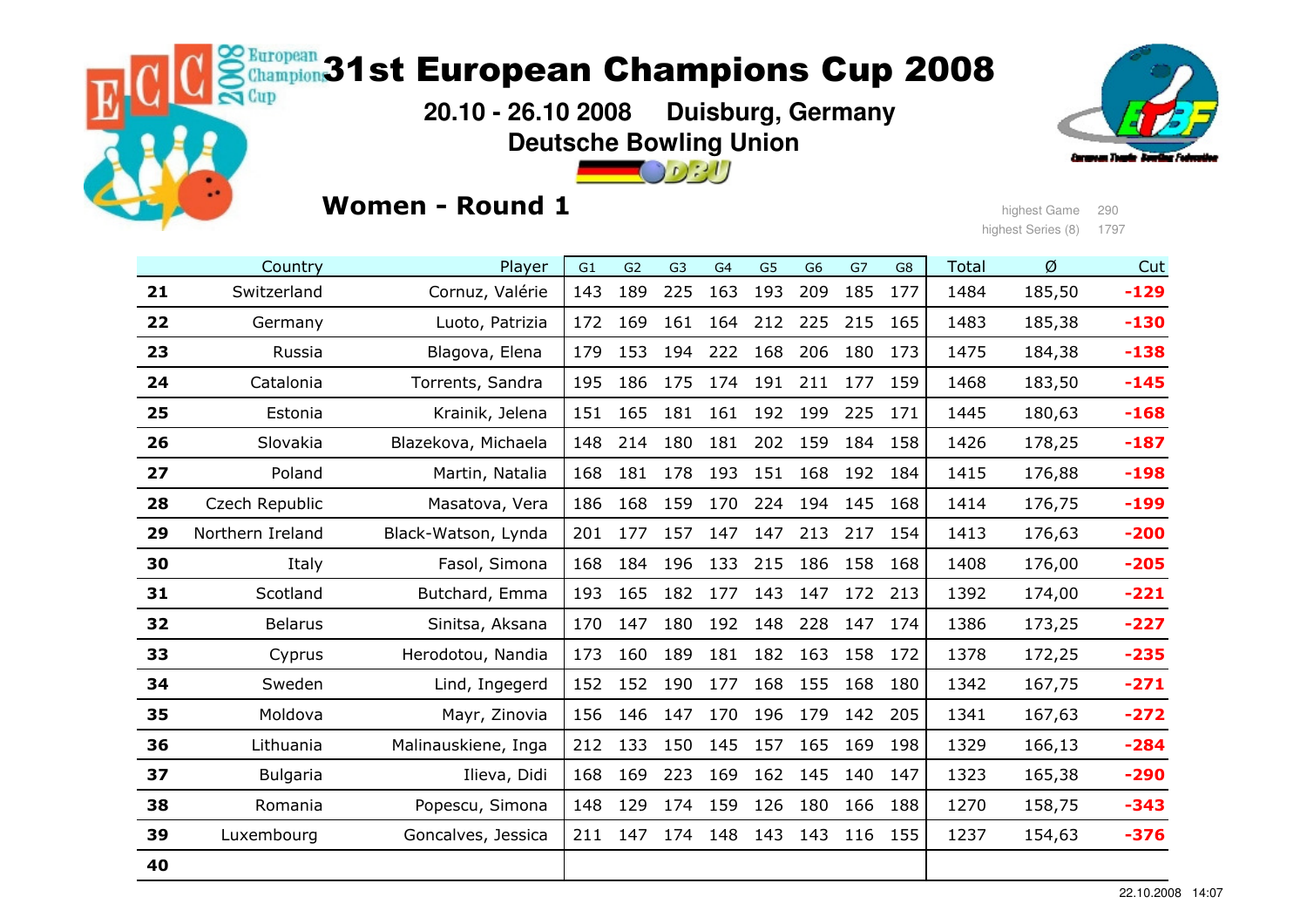# 31st European Champions Cup 2008

**20.10 - 26.10 2008 Duisburg, Germany**

**Deutsche Bowling Union**

## Women - Round 1

highest Game 290
highest Series (8) 1797

| | Country | Player | G1 | G2 | G3 | G4 | G5 | G6 | G7 | G8 | Total | Ø | Cut |
|---|---|---|---|---|---|---|---|---|---|---|---|---|---|
| **21** | Switzerland | Cornuz, Valérie | 143 | 189 | 225 | 163 | 193 | 209 | 185 | 177 | 1484 | 185,50 | **-129** |
| **22** | Germany | Luoto, Patrizia | 172 | 169 | 161 | 164 | 212 | 225 | 215 | 165 | 1483 | 185,38 | **-130** |
| **23** | Russia | Blagova, Elena | 179 | 153 | 194 | 222 | 168 | 206 | 180 | 173 | 1475 | 184,38 | **-138** |
| **24** | Catalonia | Torrents, Sandra | 195 | 186 | 175 | 174 | 191 | 211 | 177 | 159 | 1468 | 183,50 | **-145** |
| **25** | Estonia | Krainik, Jelena | 151 | 165 | 181 | 161 | 192 | 199 | 225 | 171 | 1445 | 180,63 | **-168** |
| **26** | Slovakia | Blazekova, Michaela | 148 | 214 | 180 | 181 | 202 | 159 | 184 | 158 | 1426 | 178,25 | **-187** |
| **27** | Poland | Martin, Natalia | 168 | 181 | 178 | 193 | 151 | 168 | 192 | 184 | 1415 | 176,88 | **-198** |
| **28** | Czech Republic | Masatova, Vera | 186 | 168 | 159 | 170 | 224 | 194 | 145 | 168 | 1414 | 176,75 | **-199** |
| **29** | Northern Ireland | Black-Watson, Lynda | 201 | 177 | 157 | 147 | 147 | 213 | 217 | 154 | 1413 | 176,63 | **-200** |
| **30** | Italy | Fasol, Simona | 168 | 184 | 196 | 133 | 215 | 186 | 158 | 168 | 1408 | 176,00 | **-205** |
| **31** | Scotland | Butchard, Emma | 193 | 165 | 182 | 177 | 143 | 147 | 172 | 213 | 1392 | 174,00 | **-221** |
| **32** | Belarus | Sinitsa, Aksana | 170 | 147 | 180 | 192 | 148 | 228 | 147 | 174 | 1386 | 173,25 | **-227** |
| **33** | Cyprus | Herodotou, Nandia | 173 | 160 | 189 | 181 | 182 | 163 | 158 | 172 | 1378 | 172,25 | **-235** |
| **34** | Sweden | Lind, Ingegerd | 152 | 152 | 190 | 177 | 168 | 155 | 168 | 180 | 1342 | 167,75 | **-271** |
| **35** | Moldova | Mayr, Zinovia | 156 | 146 | 147 | 170 | 196 | 179 | 142 | 205 | 1341 | 167,63 | **-272** |
| **36** | Lithuania | Malinauskiene, Inga | 212 | 133 | 150 | 145 | 157 | 165 | 169 | 198 | 1329 | 166,13 | **-284** |
| **37** | Bulgaria | Ilieva, Didi | 168 | 169 | 223 | 169 | 162 | 145 | 140 | 147 | 1323 | 165,38 | **-290** |
| **38** | Romania | Popescu, Simona | 148 | 129 | 174 | 159 | 126 | 180 | 166 | 188 | 1270 | 158,75 | **-343** |
| **39** | Luxembourg | Goncalves, Jessica | 211 | 147 | 174 | 148 | 143 | 143 | 116 | 155 | 1237 | 154,63 | **-376** |
| **40** | | | | | | | | | | | | | |

22.10.2008 14:07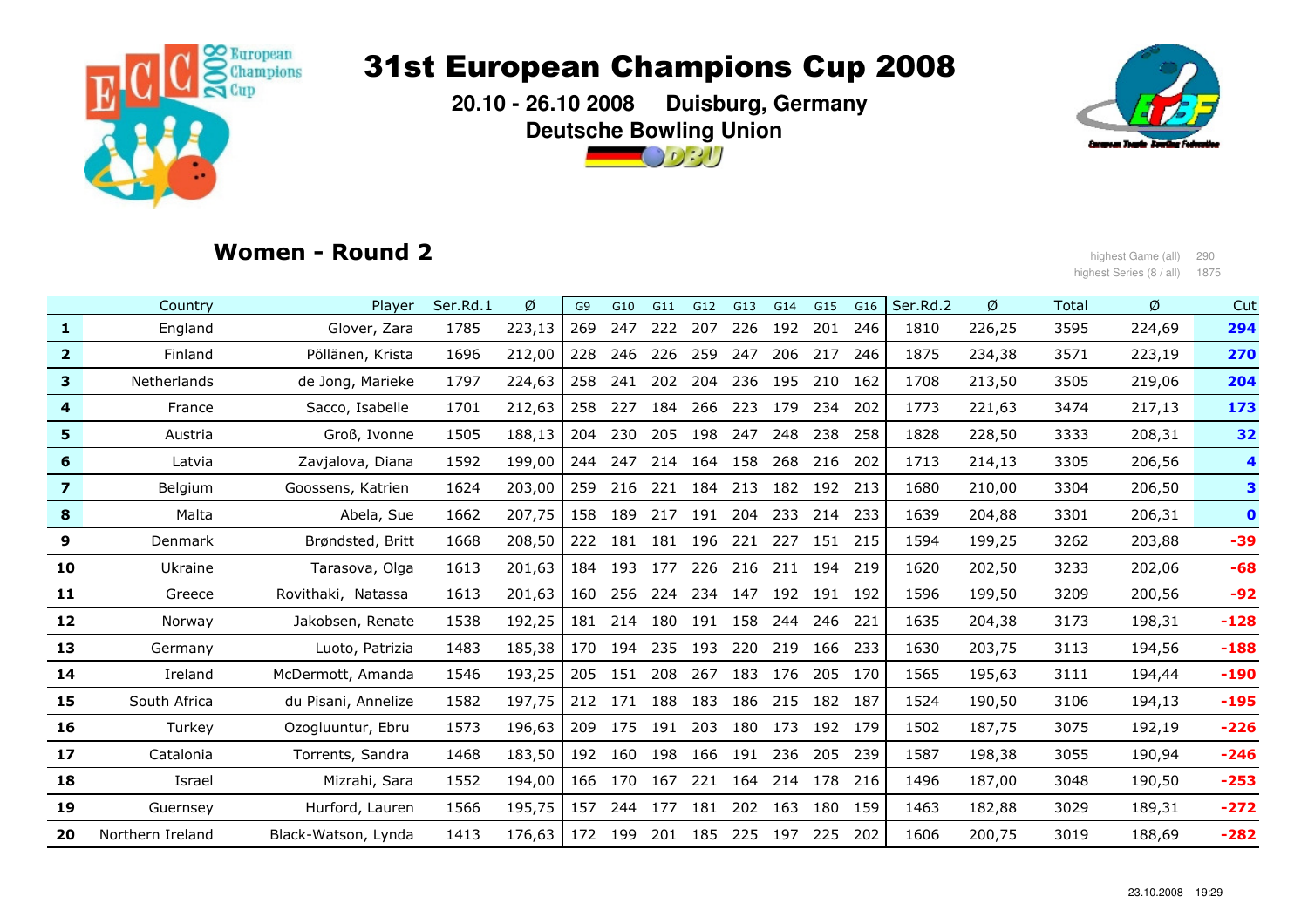# 31st European Champions Cup 2008

**20.10 - 26.10 2008 Duisburg, Germany**

**Deutsche Bowling Union**

## Women - Round 2

highest Game (all) 290

highest Series (8 / all) 1875

| | Country | Player | Ser.Rd.1 | Ø | G9 | G10 | G11 | G12 | G13 | G14 | G15 | G16 | Ser.Rd.2 | Ø | Total | Ø | Cut |
|---|---|---|---|---|---|---|---|---|---|---|---|---|---|---|---|---|---|
| **1** | England | Glover, Zara | 1785 | 223,13 | 269 | 247 | 222 | 207 | 226 | 192 | 201 | 246 | 1810 | 226,25 | 3595 | 224,69 | **294** |
| **2** | Finland | Pöllänen, Krista | 1696 | 212,00 | 228 | 246 | 226 | 259 | 247 | 206 | 217 | 246 | 1875 | 234,38 | 3571 | 223,19 | **270** |
| **3** | Netherlands | de Jong, Marieke | 1797 | 224,63 | 258 | 241 | 202 | 204 | 236 | 195 | 210 | 162 | 1708 | 213,50 | 3505 | 219,06 | **204** |
| **4** | France | Sacco, Isabelle | 1701 | 212,63 | 258 | 227 | 184 | 266 | 223 | 179 | 234 | 202 | 1773 | 221,63 | 3474 | 217,13 | **173** |
| **5** | Austria | Groß, Ivonne | 1505 | 188,13 | 204 | 230 | 205 | 198 | 247 | 248 | 238 | 258 | 1828 | 228,50 | 3333 | 208,31 | **32** |
| **6** | Latvia | Zavjalova, Diana | 1592 | 199,00 | 244 | 247 | 214 | 164 | 158 | 268 | 216 | 202 | 1713 | 214,13 | 3305 | 206,56 | **4** |
| **7** | Belgium | Goossens, Katrien | 1624 | 203,00 | 259 | 216 | 221 | 184 | 213 | 182 | 192 | 213 | 1680 | 210,00 | 3304 | 206,50 | **3** |
| **8** | Malta | Abela, Sue | 1662 | 207,75 | 158 | 189 | 217 | 191 | 204 | 233 | 214 | 233 | 1639 | 204,88 | 3301 | 206,31 | **0** |
| **9** | Denmark | Brøndsted, Britt | 1668 | 208,50 | 222 | 181 | 181 | 196 | 221 | 227 | 151 | 215 | 1594 | 199,25 | 3262 | 203,88 | **-39** |
| **10** | Ukraine | Tarasova, Olga | 1613 | 201,63 | 184 | 193 | 177 | 226 | 216 | 211 | 194 | 219 | 1620 | 202,50 | 3233 | 202,06 | **-68** |
| **11** | Greece | Rovithaki, Natassa | 1613 | 201,63 | 160 | 256 | 224 | 234 | 147 | 192 | 191 | 192 | 1596 | 199,50 | 3209 | 200,56 | **-92** |
| **12** | Norway | Jakobsen, Renate | 1538 | 192,25 | 181 | 214 | 180 | 191 | 158 | 244 | 246 | 221 | 1635 | 204,38 | 3173 | 198,31 | **-128** |
| **13** | Germany | Luoto, Patrizia | 1483 | 185,38 | 170 | 194 | 235 | 193 | 220 | 219 | 166 | 233 | 1630 | 203,75 | 3113 | 194,56 | **-188** |
| **14** | Ireland | McDermott, Amanda | 1546 | 193,25 | 205 | 151 | 208 | 267 | 183 | 176 | 205 | 170 | 1565 | 195,63 | 3111 | 194,44 | **-190** |
| **15** | South Africa | du Pisani, Annelize | 1582 | 197,75 | 212 | 171 | 188 | 183 | 186 | 215 | 182 | 187 | 1524 | 190,50 | 3106 | 194,13 | **-195** |
| **16** | Turkey | Ozogluuntur, Ebru | 1573 | 196,63 | 209 | 175 | 191 | 203 | 180 | 173 | 192 | 179 | 1502 | 187,75 | 3075 | 192,19 | **-226** |
| **17** | Catalonia | Torrents, Sandra | 1468 | 183,50 | 192 | 160 | 198 | 166 | 191 | 236 | 205 | 239 | 1587 | 198,38 | 3055 | 190,94 | **-246** |
| **18** | Israel | Mizrahi, Sara | 1552 | 194,00 | 166 | 170 | 167 | 221 | 164 | 214 | 178 | 216 | 1496 | 187,00 | 3048 | 190,50 | **-253** |
| **19** | Guernsey | Hurford, Lauren | 1566 | 195,75 | 157 | 244 | 177 | 181 | 202 | 163 | 180 | 159 | 1463 | 182,88 | 3029 | 189,31 | **-272** |
| **20** | Northern Ireland | Black-Watson, Lynda | 1413 | 176,63 | 172 | 199 | 201 | 185 | 225 | 197 | 225 | 202 | 1606 | 200,75 | 3019 | 188,69 | **-282** |

23.10.2008 19:29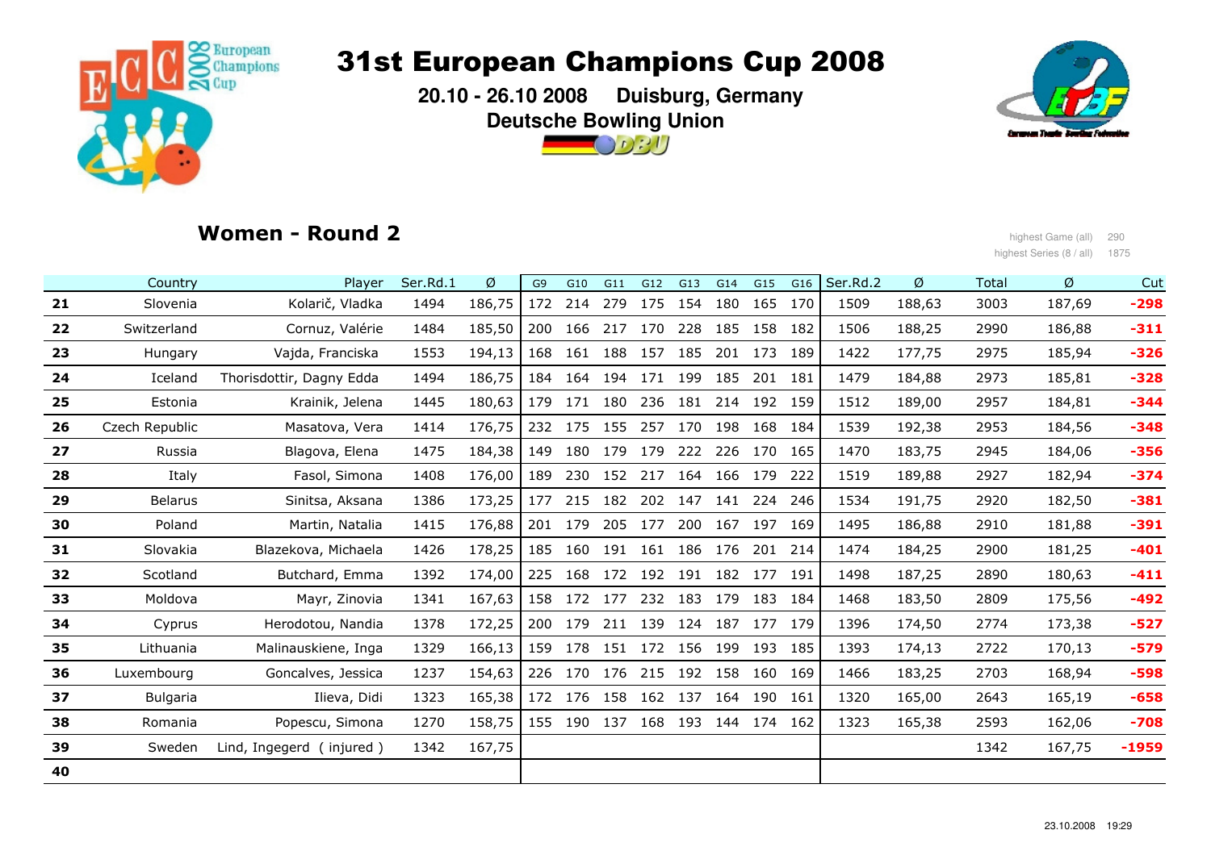# 31st European Champions Cup 2008

**20.10 - 26.10 2008 Duisburg, Germany**

**Deutsche Bowling Union**

## Women - Round 2

highest Game (all) 290

highest Series (8 / all) 1875

| | Country | Player | Ser.Rd.1 | Ø | G9 | G10 | G11 | G12 | G13 | G14 | G15 | G16 | Ser.Rd.2 | Ø | Total | Ø | Cut |
|---|---|---|---|---|---|---|---|---|---|---|---|---|---|---|---|---|---|
| **21** | Slovenia | Kolarič, Vladka | 1494 | 186,75 | 172 | 214 | 279 | 175 | 154 | 180 | 165 | 170 | 1509 | 188,63 | 3003 | 187,69 | **-298** |
| **22** | Switzerland | Cornuz, Valérie | 1484 | 185,50 | 200 | 166 | 217 | 170 | 228 | 185 | 158 | 182 | 1506 | 188,25 | 2990 | 186,88 | **-311** |
| **23** | Hungary | Vajda, Franciska | 1553 | 194,13 | 168 | 161 | 188 | 157 | 185 | 201 | 173 | 189 | 1422 | 177,75 | 2975 | 185,94 | **-326** |
| **24** | Iceland | Thorisdottir, Dagny Edda | 1494 | 186,75 | 184 | 164 | 194 | 171 | 199 | 185 | 201 | 181 | 1479 | 184,88 | 2973 | 185,81 | **-328** |
| **25** | Estonia | Krainik, Jelena | 1445 | 180,63 | 179 | 171 | 180 | 236 | 181 | 214 | 192 | 159 | 1512 | 189,00 | 2957 | 184,81 | **-344** |
| **26** | Czech Republic | Masatova, Vera | 1414 | 176,75 | 232 | 175 | 155 | 257 | 170 | 198 | 168 | 184 | 1539 | 192,38 | 2953 | 184,56 | **-348** |
| **27** | Russia | Blagova, Elena | 1475 | 184,38 | 149 | 180 | 179 | 179 | 222 | 226 | 170 | 165 | 1470 | 183,75 | 2945 | 184,06 | **-356** |
| **28** | Italy | Fasol, Simona | 1408 | 176,00 | 189 | 230 | 152 | 217 | 164 | 166 | 179 | 222 | 1519 | 189,88 | 2927 | 182,94 | **-374** |
| **29** | Belarus | Sinitsa, Aksana | 1386 | 173,25 | 177 | 215 | 182 | 202 | 147 | 141 | 224 | 246 | 1534 | 191,75 | 2920 | 182,50 | **-381** |
| **30** | Poland | Martin, Natalia | 1415 | 176,88 | 201 | 179 | 205 | 177 | 200 | 167 | 197 | 169 | 1495 | 186,88 | 2910 | 181,88 | **-391** |
| **31** | Slovakia | Blazekova, Michaela | 1426 | 178,25 | 185 | 160 | 191 | 161 | 186 | 176 | 201 | 214 | 1474 | 184,25 | 2900 | 181,25 | **-401** |
| **32** | Scotland | Butchard, Emma | 1392 | 174,00 | 225 | 168 | 172 | 192 | 191 | 182 | 177 | 191 | 1498 | 187,25 | 2890 | 180,63 | **-411** |
| **33** | Moldova | Mayr, Zinovia | 1341 | 167,63 | 158 | 172 | 177 | 232 | 183 | 179 | 183 | 184 | 1468 | 183,50 | 2809 | 175,56 | **-492** |
| **34** | Cyprus | Herodotou, Nandia | 1378 | 172,25 | 200 | 179 | 211 | 139 | 124 | 187 | 177 | 179 | 1396 | 174,50 | 2774 | 173,38 | **-527** |
| **35** | Lithuania | Malinauskiene, Inga | 1329 | 166,13 | 159 | 178 | 151 | 172 | 156 | 199 | 193 | 185 | 1393 | 174,13 | 2722 | 170,13 | **-579** |
| **36** | Luxembourg | Goncalves, Jessica | 1237 | 154,63 | 226 | 170 | 176 | 215 | 192 | 158 | 160 | 169 | 1466 | 183,25 | 2703 | 168,94 | **-598** |
| **37** | Bulgaria | Ilieva, Didi | 1323 | 165,38 | 172 | 176 | 158 | 162 | 137 | 164 | 190 | 161 | 1320 | 165,00 | 2643 | 165,19 | **-658** |
| **38** | Romania | Popescu, Simona | 1270 | 158,75 | 155 | 190 | 137 | 168 | 193 | 144 | 174 | 162 | 1323 | 165,38 | 2593 | 162,06 | **-708** |
| **39** | Sweden | Lind, Ingegerd ( injured ) | 1342 | 167,75 | | | | | | | | | | | 1342 | 167,75 | **-1959** |
| **40** | | | | | | | | | | | | | | | | | |

23.10.2008 19:29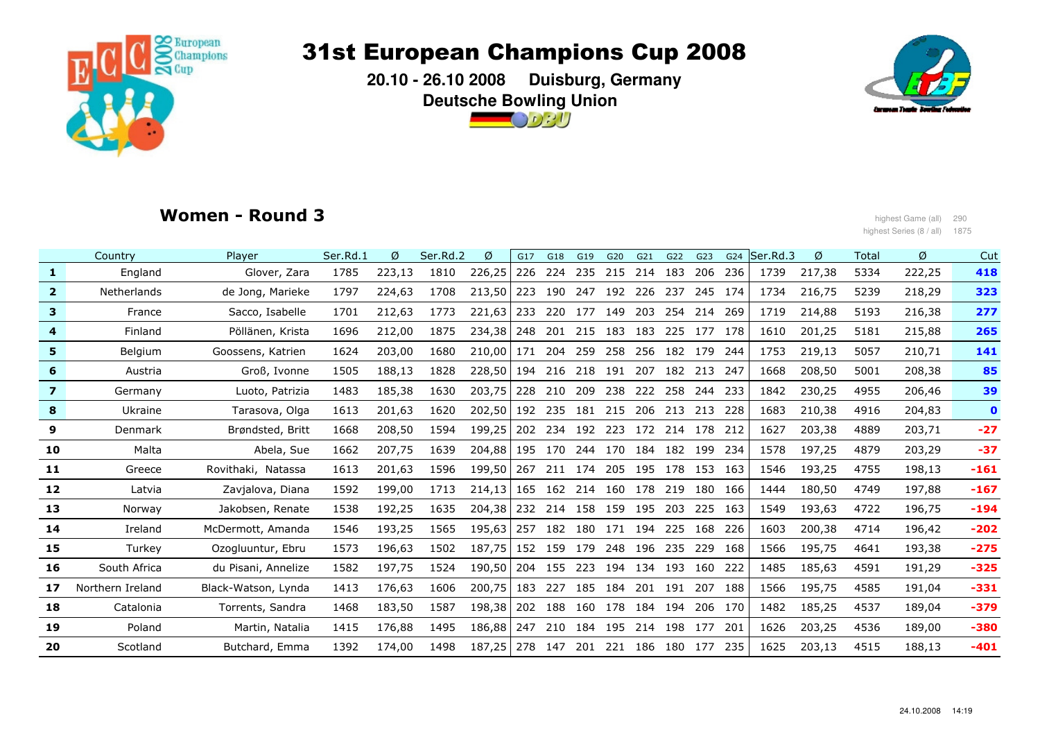# 31st European Champions Cup 2008

**20.10 - 26.10 2008 Duisburg, Germany**

**Deutsche Bowling Union**

## Women - Round 3

highest Game (all) 290
highest Series (8 / all) 1875

| | Country | Player | Ser.Rd.1 | Ø | Ser.Rd.2 | Ø | G17 | G18 | G19 | G20 | G21 | G22 | G23 | G24 | Ser.Rd.3 | Ø | Total | Ø | Cut |
|---|---|---|---|---|---|---|---|---|---|---|---|---|---|---|---|---|---|---|---|
| **1** | England | Glover, Zara | 1785 | 223,13 | 1810 | 226,25 | 226 | 224 | 235 | 215 | 214 | 183 | 206 | 236 | 1739 | 217,38 | 5334 | 222,25 | **418** |
| **2** | Netherlands | de Jong, Marieke | 1797 | 224,63 | 1708 | 213,50 | 223 | 190 | 247 | 192 | 226 | 237 | 245 | 174 | 1734 | 216,75 | 5239 | 218,29 | **323** |
| **3** | France | Sacco, Isabelle | 1701 | 212,63 | 1773 | 221,63 | 233 | 220 | 177 | 149 | 203 | 254 | 214 | 269 | 1719 | 214,88 | 5193 | 216,38 | **277** |
| **4** | Finland | Pöllänen, Krista | 1696 | 212,00 | 1875 | 234,38 | 248 | 201 | 215 | 183 | 183 | 225 | 177 | 178 | 1610 | 201,25 | 5181 | 215,88 | **265** |
| **5** | Belgium | Goossens, Katrien | 1624 | 203,00 | 1680 | 210,00 | 171 | 204 | 259 | 258 | 256 | 182 | 179 | 244 | 1753 | 219,13 | 5057 | 210,71 | **141** |
| **6** | Austria | Groß, Ivonne | 1505 | 188,13 | 1828 | 228,50 | 194 | 216 | 218 | 191 | 207 | 182 | 213 | 247 | 1668 | 208,50 | 5001 | 208,38 | **85** |
| **7** | Germany | Luoto, Patrizia | 1483 | 185,38 | 1630 | 203,75 | 228 | 210 | 209 | 238 | 222 | 258 | 244 | 233 | 1842 | 230,25 | 4955 | 206,46 | **39** |
| **8** | Ukraine | Tarasova, Olga | 1613 | 201,63 | 1620 | 202,50 | 192 | 235 | 181 | 215 | 206 | 213 | 213 | 228 | 1683 | 210,38 | 4916 | 204,83 | **0** |
| **9** | Denmark | Brøndsted, Britt | 1668 | 208,50 | 1594 | 199,25 | 202 | 234 | 192 | 223 | 172 | 214 | 178 | 212 | 1627 | 203,38 | 4889 | 203,71 | **-27** |
| **10** | Malta | Abela, Sue | 1662 | 207,75 | 1639 | 204,88 | 195 | 170 | 244 | 170 | 184 | 182 | 199 | 234 | 1578 | 197,25 | 4879 | 203,29 | **-37** |
| **11** | Greece | Rovithaki, Natassa | 1613 | 201,63 | 1596 | 199,50 | 267 | 211 | 174 | 205 | 195 | 178 | 153 | 163 | 1546 | 193,25 | 4755 | 198,13 | **-161** |
| **12** | Latvia | Zavjalova, Diana | 1592 | 199,00 | 1713 | 214,13 | 165 | 162 | 214 | 160 | 178 | 219 | 180 | 166 | 1444 | 180,50 | 4749 | 197,88 | **-167** |
| **13** | Norway | Jakobsen, Renate | 1538 | 192,25 | 1635 | 204,38 | 232 | 214 | 158 | 159 | 195 | 203 | 225 | 163 | 1549 | 193,63 | 4722 | 196,75 | **-194** |
| **14** | Ireland | McDermott, Amanda | 1546 | 193,25 | 1565 | 195,63 | 257 | 182 | 180 | 171 | 194 | 225 | 168 | 226 | 1603 | 200,38 | 4714 | 196,42 | **-202** |
| **15** | Turkey | Ozogluuntur, Ebru | 1573 | 196,63 | 1502 | 187,75 | 152 | 159 | 179 | 248 | 196 | 235 | 229 | 168 | 1566 | 195,75 | 4641 | 193,38 | **-275** |
| **16** | South Africa | du Pisani, Annelize | 1582 | 197,75 | 1524 | 190,50 | 204 | 155 | 223 | 194 | 134 | 193 | 160 | 222 | 1485 | 185,63 | 4591 | 191,29 | **-325** |
| **17** | Northern Ireland | Black-Watson, Lynda | 1413 | 176,63 | 1606 | 200,75 | 183 | 227 | 185 | 184 | 201 | 191 | 207 | 188 | 1566 | 195,75 | 4585 | 191,04 | **-331** |
| **18** | Catalonia | Torrents, Sandra | 1468 | 183,50 | 1587 | 198,38 | 202 | 188 | 160 | 178 | 184 | 194 | 206 | 170 | 1482 | 185,25 | 4537 | 189,04 | **-379** |
| **19** | Poland | Martin, Natalia | 1415 | 176,88 | 1495 | 186,88 | 247 | 210 | 184 | 195 | 214 | 198 | 177 | 201 | 1626 | 203,25 | 4536 | 189,00 | **-380** |
| **20** | Scotland | Butchard, Emma | 1392 | 174,00 | 1498 | 187,25 | 278 | 147 | 201 | 221 | 186 | 180 | 177 | 235 | 1625 | 203,13 | 4515 | 188,13 | **-401** |

24.10.2008 14:19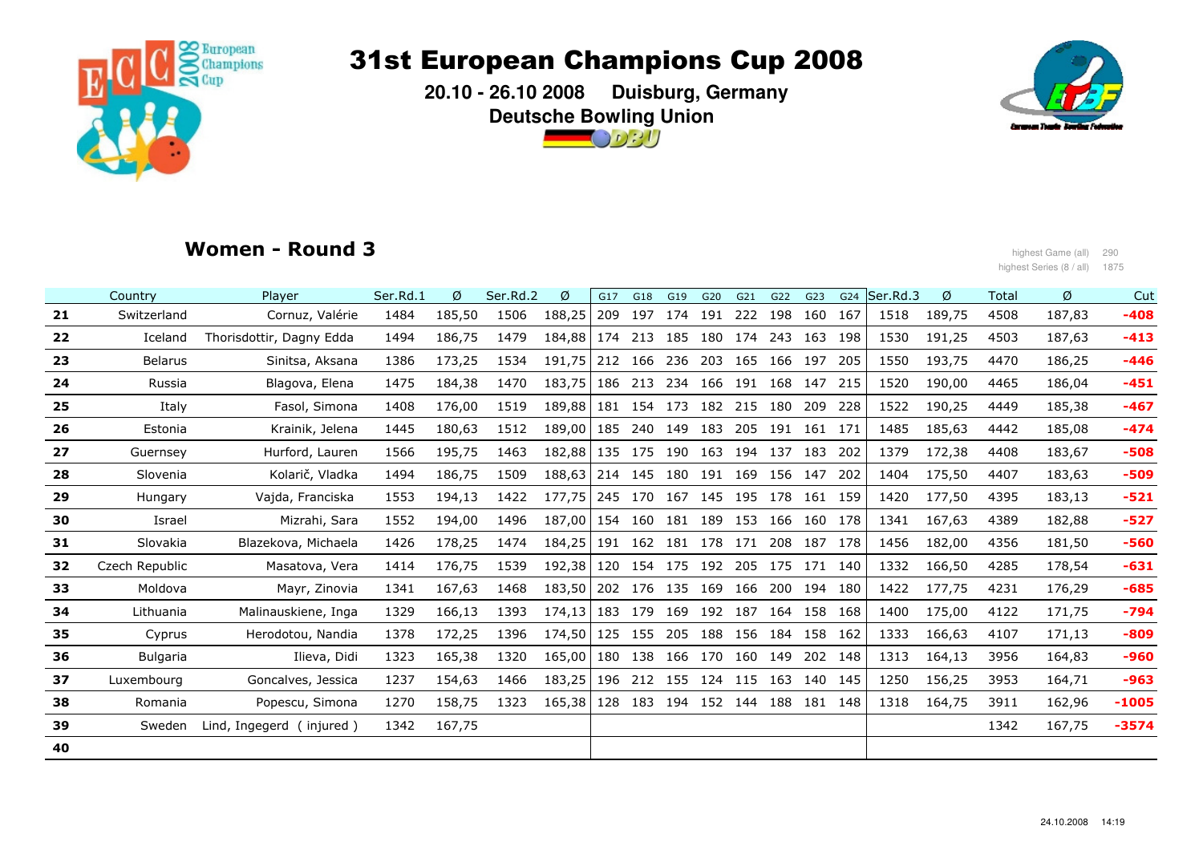# 31st European Champions Cup 2008

**20.10 - 26.10 2008 Duisburg, Germany**

**Deutsche Bowling Union**

## Women - Round 3

highest Game (all) 290
highest Series (8 / all) 1875

| | Country | Player | Ser.Rd.1 | Ø | Ser.Rd.2 | Ø | G17 | G18 | G19 | G20 | G21 | G22 | G23 | G24 | Ser.Rd.3 | Ø | Total | Ø | Cut |
|---|---|---|---|---|---|---|---|---|---|---|---|---|---|---|---|---|---|---|---|
| 21 | Switzerland | Cornuz, Valérie | 1484 | 185,50 | 1506 | 188,25 | 209 | 197 | 174 | 191 | 222 | 198 | 160 | 167 | 1518 | 189,75 | 4508 | 187,83 | -408 |
| 22 | Iceland | Thorisdottir, Dagny Edda | 1494 | 186,75 | 1479 | 184,88 | 174 | 213 | 185 | 180 | 174 | 243 | 163 | 198 | 1530 | 191,25 | 4503 | 187,63 | -413 |
| 23 | Belarus | Sinitsa, Aksana | 1386 | 173,25 | 1534 | 191,75 | 212 | 166 | 236 | 203 | 165 | 166 | 197 | 205 | 1550 | 193,75 | 4470 | 186,25 | -446 |
| 24 | Russia | Blagova, Elena | 1475 | 184,38 | 1470 | 183,75 | 186 | 213 | 234 | 166 | 191 | 168 | 147 | 215 | 1520 | 190,00 | 4465 | 186,04 | -451 |
| 25 | Italy | Fasol, Simona | 1408 | 176,00 | 1519 | 189,88 | 181 | 154 | 173 | 182 | 215 | 180 | 209 | 228 | 1522 | 190,25 | 4449 | 185,38 | -467 |
| 26 | Estonia | Krainik, Jelena | 1445 | 180,63 | 1512 | 189,00 | 185 | 240 | 149 | 183 | 205 | 191 | 161 | 171 | 1485 | 185,63 | 4442 | 185,08 | -474 |
| 27 | Guernsey | Hurford, Lauren | 1566 | 195,75 | 1463 | 182,88 | 135 | 175 | 190 | 163 | 194 | 137 | 183 | 202 | 1379 | 172,38 | 4408 | 183,67 | -508 |
| 28 | Slovenia | Kolarič, Vladka | 1494 | 186,75 | 1509 | 188,63 | 214 | 145 | 180 | 191 | 169 | 156 | 147 | 202 | 1404 | 175,50 | 4407 | 183,63 | -509 |
| 29 | Hungary | Vajda, Franciska | 1553 | 194,13 | 1422 | 177,75 | 245 | 170 | 167 | 145 | 195 | 178 | 161 | 159 | 1420 | 177,50 | 4395 | 183,13 | -521 |
| 30 | Israel | Mizrahi, Sara | 1552 | 194,00 | 1496 | 187,00 | 154 | 160 | 181 | 189 | 153 | 166 | 160 | 178 | 1341 | 167,63 | 4389 | 182,88 | -527 |
| 31 | Slovakia | Blazekova, Michaela | 1426 | 178,25 | 1474 | 184,25 | 191 | 162 | 181 | 178 | 171 | 208 | 187 | 178 | 1456 | 182,00 | 4356 | 181,50 | -560 |
| 32 | Czech Republic | Masatova, Vera | 1414 | 176,75 | 1539 | 192,38 | 120 | 154 | 175 | 192 | 205 | 175 | 171 | 140 | 1332 | 166,50 | 4285 | 178,54 | -631 |
| 33 | Moldova | Mayr, Zinovia | 1341 | 167,63 | 1468 | 183,50 | 202 | 176 | 135 | 169 | 166 | 200 | 194 | 180 | 1422 | 177,75 | 4231 | 176,29 | -685 |
| 34 | Lithuania | Malinauskiene, Inga | 1329 | 166,13 | 1393 | 174,13 | 183 | 179 | 169 | 192 | 187 | 164 | 158 | 168 | 1400 | 175,00 | 4122 | 171,75 | -794 |
| 35 | Cyprus | Herodotou, Nandia | 1378 | 172,25 | 1396 | 174,50 | 125 | 155 | 205 | 188 | 156 | 184 | 158 | 162 | 1333 | 166,63 | 4107 | 171,13 | -809 |
| 36 | Bulgaria | Ilieva, Didi | 1323 | 165,38 | 1320 | 165,00 | 180 | 138 | 166 | 170 | 160 | 149 | 202 | 148 | 1313 | 164,13 | 3956 | 164,83 | -960 |
| 37 | Luxembourg | Goncalves, Jessica | 1237 | 154,63 | 1466 | 183,25 | 196 | 212 | 155 | 124 | 115 | 163 | 140 | 145 | 1250 | 156,25 | 3953 | 164,71 | -963 |
| 38 | Romania | Popescu, Simona | 1270 | 158,75 | 1323 | 165,38 | 128 | 183 | 194 | 152 | 144 | 188 | 181 | 148 | 1318 | 164,75 | 3911 | 162,96 | -1005 |
| 39 | Sweden | Lind, Ingegerd ( injured ) | 1342 | 167,75 | | | | | | | | | | | | | 1342 | 167,75 | -3574 |
| 40 | | | | | | | | | | | | | | | | | | | |

24.10.2008 14:19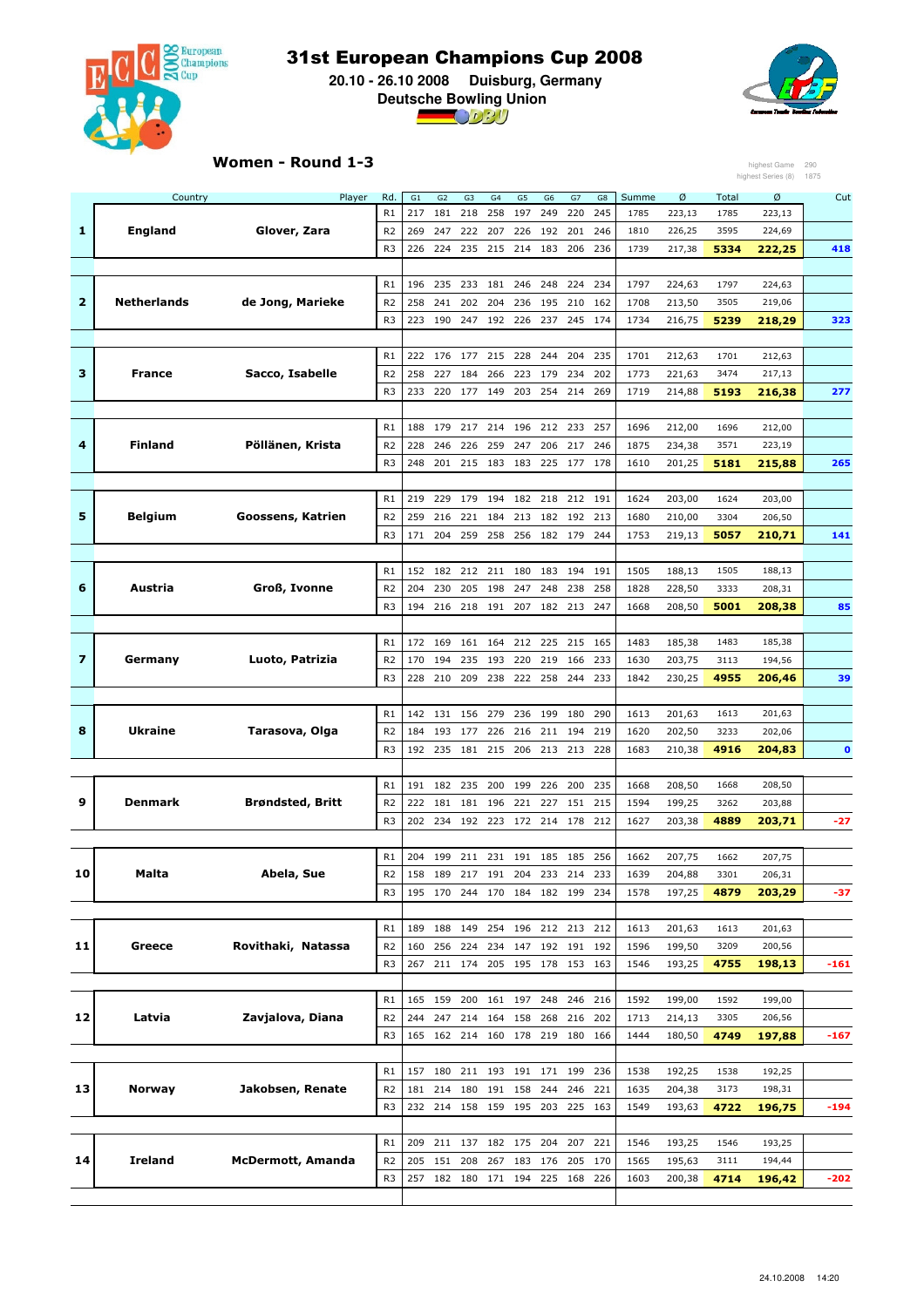# 31st European Champions Cup 2008

**20.10 - 26.10 2008 Duisburg, Germany**

**Deutsche Bowling Union**

## Women - Round 1-3

highest Game 290
highest Series (8) 1875

| | Country | Player | Rd. | G1 | G2 | G3 | G4 | G5 | G6 | G7 | G8 | Summe | Ø | Total | Ø | Cut |
|---|---|---|---|---|---|---|---|---|---|---|---|---|---|---|---|---|
| | | | R1 | 217 | 181 | 218 | 258 | 197 | 249 | 220 | 245 | 1785 | 223,13 | 1785 | 223,13 | |
| **1** | **England** | **Glover, Zara** | R2 | 269 | 247 | 222 | 207 | 226 | 192 | 201 | 246 | 1810 | 226,25 | 3595 | 224,69 | |
| | | | R3 | 226 | 224 | 235 | 215 | 214 | 183 | 206 | 236 | 1739 | 217,38 | **5334** | **222,25** | **418** |
| | | | R1 | 196 | 235 | 233 | 181 | 246 | 248 | 224 | 234 | 1797 | 224,63 | 1797 | 224,63 | |
| **2** | **Netherlands** | **de Jong, Marieke** | R2 | 258 | 241 | 202 | 204 | 236 | 195 | 210 | 162 | 1708 | 213,50 | 3505 | 219,06 | |
| | | | R3 | 223 | 190 | 247 | 192 | 226 | 237 | 245 | 174 | 1734 | 216,75 | **5239** | **218,29** | **323** |
| | | | R1 | 222 | 176 | 177 | 215 | 228 | 244 | 204 | 235 | 1701 | 212,63 | 1701 | 212,63 | |
| **3** | **France** | **Sacco, Isabelle** | R2 | 258 | 227 | 184 | 266 | 223 | 179 | 234 | 202 | 1773 | 221,63 | 3474 | 217,13 | |
| | | | R3 | 233 | 220 | 177 | 149 | 203 | 254 | 214 | 269 | 1719 | 214,88 | **5193** | **216,38** | **277** |
| | | | R1 | 188 | 179 | 217 | 214 | 196 | 212 | 233 | 257 | 1696 | 212,00 | 1696 | 212,00 | |
| **4** | **Finland** | **Pöllänen, Krista** | R2 | 228 | 246 | 226 | 259 | 247 | 206 | 217 | 246 | 1875 | 234,38 | 3571 | 223,19 | |
| | | | R3 | 248 | 201 | 215 | 183 | 183 | 225 | 177 | 178 | 1610 | 201,25 | **5181** | **215,88** | **265** |
| | | | R1 | 219 | 229 | 179 | 194 | 182 | 218 | 212 | 191 | 1624 | 203,00 | 1624 | 203,00 | |
| **5** | **Belgium** | **Goossens, Katrien** | R2 | 259 | 216 | 221 | 184 | 213 | 182 | 192 | 213 | 1680 | 210,00 | 3304 | 206,50 | |
| | | | R3 | 171 | 204 | 259 | 258 | 256 | 182 | 179 | 244 | 1753 | 219,13 | **5057** | **210,71** | **141** |
| | | | R1 | 152 | 182 | 212 | 211 | 180 | 183 | 194 | 191 | 1505 | 188,13 | 1505 | 188,13 | |
| **6** | **Austria** | **Groß, Ivonne** | R2 | 204 | 230 | 205 | 198 | 247 | 248 | 238 | 258 | 1828 | 228,50 | 3333 | 208,31 | |
| | | | R3 | 194 | 216 | 218 | 191 | 207 | 182 | 213 | 247 | 1668 | 208,50 | **5001** | **208,38** | **85** |
| | | | R1 | 172 | 169 | 161 | 164 | 212 | 225 | 215 | 165 | 1483 | 185,38 | 1483 | 185,38 | |
| **7** | **Germany** | **Luoto, Patrizia** | R2 | 170 | 194 | 235 | 193 | 220 | 219 | 166 | 233 | 1630 | 203,75 | 3113 | 194,56 | |
| | | | R3 | 228 | 210 | 209 | 238 | 222 | 258 | 244 | 233 | 1842 | 230,25 | **4955** | **206,46** | **39** |
| | | | R1 | 142 | 131 | 156 | 279 | 236 | 199 | 180 | 290 | 1613 | 201,63 | 1613 | 201,63 | |
| **8** | **Ukraine** | **Tarasova, Olga** | R2 | 184 | 193 | 177 | 226 | 216 | 211 | 194 | 219 | 1620 | 202,50 | 3233 | 202,06 | |
| | | | R3 | 192 | 235 | 181 | 215 | 206 | 213 | 213 | 228 | 1683 | 210,38 | **4916** | **204,83** | **0** |
| | | | R1 | 191 | 182 | 235 | 200 | 199 | 226 | 200 | 235 | 1668 | 208,50 | 1668 | 208,50 | |
| **9** | **Denmark** | **Brøndsted, Britt** | R2 | 222 | 181 | 181 | 196 | 221 | 227 | 151 | 215 | 1594 | 199,25 | 3262 | 203,88 | |
| | | | R3 | 202 | 234 | 192 | 223 | 172 | 214 | 178 | 212 | 1627 | 203,38 | **4889** | **203,71** | **-27** |
| | | | R1 | 204 | 199 | 211 | 231 | 191 | 185 | 185 | 256 | 1662 | 207,75 | 1662 | 207,75 | |
| **10** | **Malta** | **Abela, Sue** | R2 | 158 | 189 | 217 | 191 | 204 | 233 | 214 | 233 | 1639 | 204,88 | 3301 | 206,31 | |
| | | | R3 | 195 | 170 | 244 | 170 | 184 | 182 | 199 | 234 | 1578 | 197,25 | **4879** | **203,29** | **-37** |
| | | | R1 | 189 | 188 | 149 | 254 | 196 | 212 | 213 | 212 | 1613 | 201,63 | 1613 | 201,63 | |
| **11** | **Greece** | **Rovithaki, Natassa** | R2 | 160 | 256 | 224 | 234 | 147 | 192 | 191 | 192 | 1596 | 199,50 | 3209 | 200,56 | |
| | | | R3 | 267 | 211 | 174 | 205 | 195 | 178 | 153 | 163 | 1546 | 193,25 | **4755** | **198,13** | **-161** |
| | | | R1 | 165 | 159 | 200 | 161 | 197 | 248 | 246 | 216 | 1592 | 199,00 | 1592 | 199,00 | |
| **12** | **Latvia** | **Zavjalova, Diana** | R2 | 244 | 247 | 214 | 164 | 158 | 268 | 216 | 202 | 1713 | 214,13 | 3305 | 206,56 | |
| | | | R3 | 165 | 162 | 214 | 160 | 178 | 219 | 180 | 166 | 1444 | 180,50 | **4749** | **197,88** | **-167** |
| | | | R1 | 157 | 180 | 211 | 193 | 191 | 171 | 199 | 236 | 1538 | 192,25 | 1538 | 192,25 | |
| **13** | **Norway** | **Jakobsen, Renate** | R2 | 181 | 214 | 180 | 191 | 158 | 244 | 246 | 221 | 1635 | 204,38 | 3173 | 198,31 | |
| | | | R3 | 232 | 214 | 158 | 159 | 195 | 203 | 225 | 163 | 1549 | 193,63 | **4722** | **196,75** | **-194** |
| | | | R1 | 209 | 211 | 137 | 182 | 175 | 204 | 207 | 221 | 1546 | 193,25 | 1546 | 193,25 | |
| **14** | **Ireland** | **McDermott, Amanda** | R2 | 205 | 151 | 208 | 267 | 183 | 176 | 205 | 170 | 1565 | 195,63 | 3111 | 194,44 | |
| | | | R3 | 257 | 182 | 180 | 171 | 194 | 225 | 168 | 226 | 1603 | 200,38 | **4714** | **196,42** | **-202** |

24.10.2008 14:20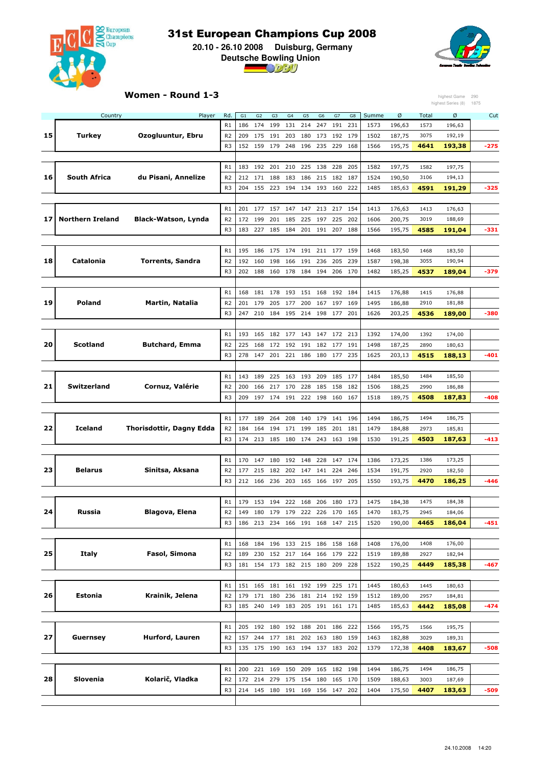# 31st European Champions Cup 2008

**20.10 - 26.10 2008 Duisburg, Germany**

**Deutsche Bowling Union**

## Women - Round 1-3

highest Game 290
highest Series (8) 1875

| | Country | Player | Rd. | G1 | G2 | G3 | G4 | G5 | G6 | G7 | G8 | Summe | Ø | Total | Ø | Cut |
|---|---|---|---|---|---|---|---|---|---|---|---|---|---|---|---|---|
| | | | R1 | 186 | 174 | 199 | 131 | 214 | 247 | 191 | 231 | 1573 | 196,63 | 1573 | 196,63 | |
| **15** | **Turkey** | **Ozogluuntur, Ebru** | R2 | 209 | 175 | 191 | 203 | 180 | 173 | 192 | 179 | 1502 | 187,75 | 3075 | 192,19 | |
| | | | R3 | 152 | 159 | 179 | 248 | 196 | 235 | 229 | 168 | 1566 | 195,75 | **4641** | **193,38** | **-275** |
| | | | R1 | 183 | 192 | 201 | 210 | 225 | 138 | 228 | 205 | 1582 | 197,75 | 1582 | 197,75 | |
| **16** | **South Africa** | **du Pisani, Annelize** | R2 | 212 | 171 | 188 | 183 | 186 | 215 | 182 | 187 | 1524 | 190,50 | 3106 | 194,13 | |
| | | | R3 | 204 | 155 | 223 | 194 | 134 | 193 | 160 | 222 | 1485 | 185,63 | **4591** | **191,29** | **-325** |
| | | | R1 | 201 | 177 | 157 | 147 | 147 | 213 | 217 | 154 | 1413 | 176,63 | 1413 | 176,63 | |
| **17** | **Northern Ireland** | **Black-Watson, Lynda** | R2 | 172 | 199 | 201 | 185 | 225 | 197 | 225 | 202 | 1606 | 200,75 | 3019 | 188,69 | |
| | | | R3 | 183 | 227 | 185 | 184 | 201 | 191 | 207 | 188 | 1566 | 195,75 | **4585** | **191,04** | **-331** |
| | | | R1 | 195 | 186 | 175 | 174 | 191 | 211 | 177 | 159 | 1468 | 183,50 | 1468 | 183,50 | |
| **18** | **Catalonia** | **Torrents, Sandra** | R2 | 192 | 160 | 198 | 166 | 191 | 236 | 205 | 239 | 1587 | 198,38 | 3055 | 190,94 | |
| | | | R3 | 202 | 188 | 160 | 178 | 184 | 194 | 206 | 170 | 1482 | 185,25 | **4537** | **189,04** | **-379** |
| | | | R1 | 168 | 181 | 178 | 193 | 151 | 168 | 192 | 184 | 1415 | 176,88 | 1415 | 176,88 | |
| **19** | **Poland** | **Martin, Natalia** | R2 | 201 | 179 | 205 | 177 | 200 | 167 | 197 | 169 | 1495 | 186,88 | 2910 | 181,88 | |
| | | | R3 | 247 | 210 | 184 | 195 | 214 | 198 | 177 | 201 | 1626 | 203,25 | **4536** | **189,00** | **-380** |
| | | | R1 | 193 | 165 | 182 | 177 | 143 | 147 | 172 | 213 | 1392 | 174,00 | 1392 | 174,00 | |
| **20** | **Scotland** | **Butchard, Emma** | R2 | 225 | 168 | 172 | 192 | 191 | 182 | 177 | 191 | 1498 | 187,25 | 2890 | 180,63 | |
| | | | R3 | 278 | 147 | 201 | 221 | 186 | 180 | 177 | 235 | 1625 | 203,13 | **4515** | **188,13** | **-401** |
| | | | R1 | 143 | 189 | 225 | 163 | 193 | 209 | 185 | 177 | 1484 | 185,50 | 1484 | 185,50 | |
| **21** | **Switzerland** | **Cornuz, Valérie** | R2 | 200 | 166 | 217 | 170 | 228 | 185 | 158 | 182 | 1506 | 188,25 | 2990 | 186,88 | |
| | | | R3 | 209 | 197 | 174 | 191 | 222 | 198 | 160 | 167 | 1518 | 189,75 | **4508** | **187,83** | **-408** |
| | | | R1 | 177 | 189 | 264 | 208 | 140 | 179 | 141 | 196 | 1494 | 186,75 | 1494 | 186,75 | |
| **22** | **Iceland** | **Thorisdottir, Dagny Edda** | R2 | 184 | 164 | 194 | 171 | 199 | 185 | 201 | 181 | 1479 | 184,88 | 2973 | 185,81 | |
| | | | R3 | 174 | 213 | 185 | 180 | 174 | 243 | 163 | 198 | 1530 | 191,25 | **4503** | **187,63** | **-413** |
| | | | R1 | 170 | 147 | 180 | 192 | 148 | 228 | 147 | 174 | 1386 | 173,25 | 1386 | 173,25 | |
| **23** | **Belarus** | **Sinitsa, Aksana** | R2 | 177 | 215 | 182 | 202 | 147 | 141 | 224 | 246 | 1534 | 191,75 | 2920 | 182,50 | |
| | | | R3 | 212 | 166 | 236 | 203 | 165 | 166 | 197 | 205 | 1550 | 193,75 | **4470** | **186,25** | **-446** |
| | | | R1 | 179 | 153 | 194 | 222 | 168 | 206 | 180 | 173 | 1475 | 184,38 | 1475 | 184,38 | |
| **24** | **Russia** | **Blagova, Elena** | R2 | 149 | 180 | 179 | 179 | 222 | 226 | 170 | 165 | 1470 | 183,75 | 2945 | 184,06 | |
| | | | R3 | 186 | 213 | 234 | 166 | 191 | 168 | 147 | 215 | 1520 | 190,00 | **4465** | **186,04** | **-451** |
| | | | R1 | 168 | 184 | 196 | 133 | 215 | 186 | 158 | 168 | 1408 | 176,00 | 1408 | 176,00 | |
| **25** | **Italy** | **Fasol, Simona** | R2 | 189 | 230 | 152 | 217 | 164 | 166 | 179 | 222 | 1519 | 189,88 | 2927 | 182,94 | |
| | | | R3 | 181 | 154 | 173 | 182 | 215 | 180 | 209 | 228 | 1522 | 190,25 | **4449** | **185,38** | **-467** |
| | | | R1 | 151 | 165 | 181 | 161 | 192 | 199 | 225 | 171 | 1445 | 180,63 | 1445 | 180,63 | |
| **26** | **Estonia** | **Krainik, Jelena** | R2 | 179 | 171 | 180 | 236 | 181 | 214 | 192 | 159 | 1512 | 189,00 | 2957 | 184,81 | |
| | | | R3 | 185 | 240 | 149 | 183 | 205 | 191 | 161 | 171 | 1485 | 185,63 | **4442** | **185,08** | **-474** |
| | | | R1 | 205 | 192 | 180 | 192 | 188 | 201 | 186 | 222 | 1566 | 195,75 | 1566 | 195,75 | |
| **27** | **Guernsey** | **Hurford, Lauren** | R2 | 157 | 244 | 177 | 181 | 202 | 163 | 180 | 159 | 1463 | 182,88 | 3029 | 189,31 | |
| | | | R3 | 135 | 175 | 190 | 163 | 194 | 137 | 183 | 202 | 1379 | 172,38 | **4408** | **183,67** | **-508** |
| | | | R1 | 200 | 221 | 169 | 150 | 209 | 165 | 182 | 198 | 1494 | 186,75 | 1494 | 186,75 | |
| **28** | **Slovenia** | **Kolarič, Vladka** | R2 | 172 | 214 | 279 | 175 | 154 | 180 | 165 | 170 | 1509 | 188,63 | 3003 | 187,69 | |
| | | | R3 | 214 | 145 | 180 | 191 | 169 | 156 | 147 | 202 | 1404 | 175,50 | **4407** | **183,63** | **-509** |

24.10.2008 14:20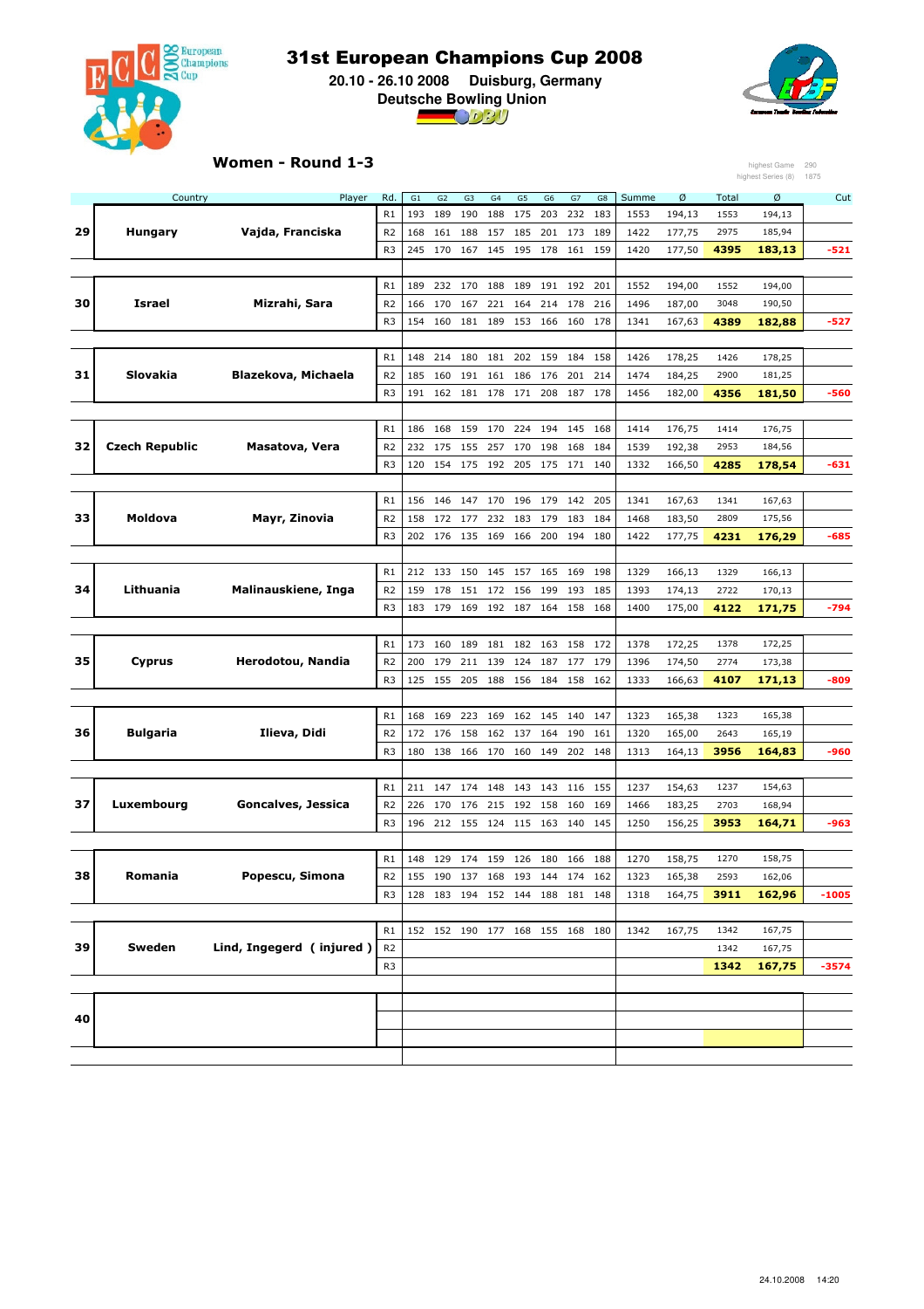# 31st European Champions Cup 2008

**20.10 - 26.10 2008 Duisburg, Germany**

**Deutsche Bowling Union**

## Women - Round 1-3

highest Game 290
highest Series (8) 1875

| | Country | Player | Rd. | G1 | G2 | G3 | G4 | G5 | G6 | G7 | G8 | Summe | Ø | Total | Ø | Cut |
|---|---|---|---|---|---|---|---|---|---|---|---|---|---|---|---|---|
| 29 | Hungary | Vajda, Franciska | R1 | 193 | 189 | 190 | 188 | 175 | 203 | 232 | 183 | 1553 | 194,13 | 1553 | 194,13 | |
| | | | R2 | 168 | 161 | 188 | 157 | 185 | 201 | 173 | 189 | 1422 | 177,75 | 2975 | 185,94 | |
| | | | R3 | 245 | 170 | 167 | 145 | 195 | 178 | 161 | 159 | 1420 | 177,50 | **4395** | **183,13** | **-521** |
| 30 | Israel | Mizrahi, Sara | R1 | 189 | 232 | 170 | 188 | 189 | 191 | 192 | 201 | 1552 | 194,00 | 1552 | 194,00 | |
| | | | R2 | 166 | 170 | 167 | 221 | 164 | 214 | 178 | 216 | 1496 | 187,00 | 3048 | 190,50 | |
| | | | R3 | 154 | 160 | 181 | 189 | 153 | 166 | 160 | 178 | 1341 | 167,63 | **4389** | **182,88** | **-527** |
| 31 | Slovakia | Blazekova, Michaela | R1 | 148 | 214 | 180 | 181 | 202 | 159 | 184 | 158 | 1426 | 178,25 | 1426 | 178,25 | |
| | | | R2 | 185 | 160 | 191 | 161 | 186 | 176 | 201 | 214 | 1474 | 184,25 | 2900 | 181,25 | |
| | | | R3 | 191 | 162 | 181 | 178 | 171 | 208 | 187 | 178 | 1456 | 182,00 | **4356** | **181,50** | **-560** |
| 32 | Czech Republic | Masatova, Vera | R1 | 186 | 168 | 159 | 170 | 224 | 194 | 145 | 168 | 1414 | 176,75 | 1414 | 176,75 | |
| | | | R2 | 232 | 175 | 155 | 257 | 170 | 198 | 168 | 184 | 1539 | 192,38 | 2953 | 184,56 | |
| | | | R3 | 120 | 154 | 175 | 192 | 205 | 175 | 171 | 140 | 1332 | 166,50 | **4285** | **178,54** | **-631** |
| 33 | Moldova | Mayr, Zinovia | R1 | 156 | 146 | 147 | 170 | 196 | 179 | 142 | 205 | 1341 | 167,63 | 1341 | 167,63 | |
| | | | R2 | 158 | 172 | 177 | 232 | 183 | 179 | 183 | 184 | 1468 | 183,50 | 2809 | 175,56 | |
| | | | R3 | 202 | 176 | 135 | 169 | 166 | 200 | 194 | 180 | 1422 | 177,75 | **4231** | **176,29** | **-685** |
| 34 | Lithuania | Malinauskiene, Inga | R1 | 212 | 133 | 150 | 145 | 157 | 165 | 169 | 198 | 1329 | 166,13 | 1329 | 166,13 | |
| | | | R2 | 159 | 178 | 151 | 172 | 156 | 199 | 193 | 185 | 1393 | 174,13 | 2722 | 170,13 | |
| | | | R3 | 183 | 179 | 169 | 192 | 187 | 164 | 158 | 168 | 1400 | 175,00 | **4122** | **171,75** | **-794** |
| 35 | Cyprus | Herodotou, Nandia | R1 | 173 | 160 | 189 | 181 | 182 | 163 | 158 | 172 | 1378 | 172,25 | 1378 | 172,25 | |
| | | | R2 | 200 | 179 | 211 | 139 | 124 | 187 | 177 | 179 | 1396 | 174,50 | 2774 | 173,38 | |
| | | | R3 | 125 | 155 | 205 | 188 | 156 | 184 | 158 | 162 | 1333 | 166,63 | **4107** | **171,13** | **-809** |
| 36 | Bulgaria | Ilieva, Didi | R1 | 168 | 169 | 223 | 169 | 162 | 145 | 140 | 147 | 1323 | 165,38 | 1323 | 165,38 | |
| | | | R2 | 172 | 176 | 158 | 162 | 137 | 164 | 190 | 161 | 1320 | 165,00 | 2643 | 165,19 | |
| | | | R3 | 180 | 138 | 166 | 170 | 160 | 149 | 202 | 148 | 1313 | 164,13 | **3956** | **164,83** | **-960** |
| 37 | Luxembourg | Goncalves, Jessica | R1 | 211 | 147 | 174 | 148 | 143 | 143 | 116 | 155 | 1237 | 154,63 | 1237 | 154,63 | |
| | | | R2 | 226 | 170 | 176 | 215 | 192 | 158 | 160 | 169 | 1466 | 183,25 | 2703 | 168,94 | |
| | | | R3 | 196 | 212 | 155 | 124 | 115 | 163 | 140 | 145 | 1250 | 156,25 | **3953** | **164,71** | **-963** |
| 38 | Romania | Popescu, Simona | R1 | 148 | 129 | 174 | 159 | 126 | 180 | 166 | 188 | 1270 | 158,75 | 1270 | 158,75 | |
| | | | R2 | 155 | 190 | 137 | 168 | 193 | 144 | 174 | 162 | 1323 | 165,38 | 2593 | 162,06 | |
| | | | R3 | 128 | 183 | 194 | 152 | 144 | 188 | 181 | 148 | 1318 | 164,75 | **3911** | **162,96** | **-1005** |
| 39 | Sweden | Lind, Ingegerd ( injured ) | R1 | 152 | 152 | 190 | 177 | 168 | 155 | 168 | 180 | 1342 | 167,75 | 1342 | 167,75 | |
| | | | R2 | | | | | | | | | | | 1342 | 167,75 | |
| | | | R3 | | | | | | | | | | | **1342** | **167,75** | **-3574** |
| 40 | | | | | | | | | | | | | | | | |

24.10.2008 14:20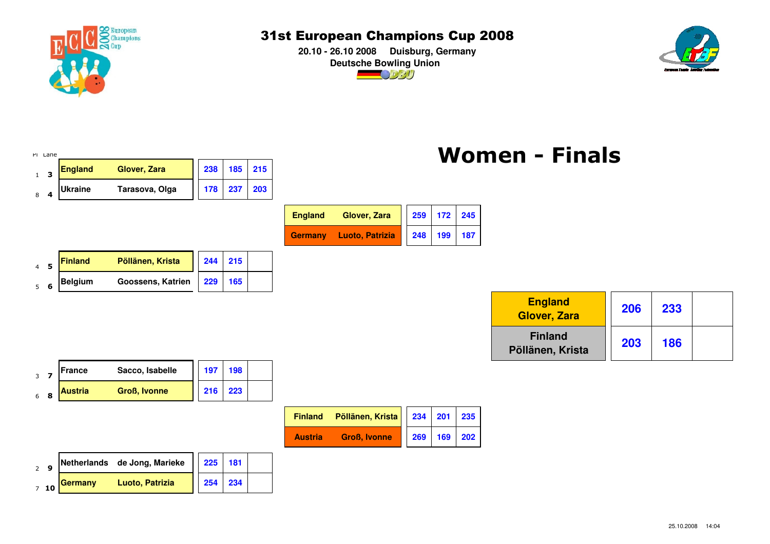# 31st European Champions Cup 2008

**20.10 - 26.10 2008 Duisburg, Germany**

**Deutsche Bowling Union**

# Women - Finals

### Quarterfinals

| Pl | Lane | Country | Name | G1 | G2 | G3 |
|---|---|---|---|---|---|---|
| 1 | 3 | England | Glover, Zara | 238 | 185 | 215 |
| 8 | 4 | Ukraine | Tarasova, Olga | 178 | 237 | 203 |

| Pl | Lane | Country | Name | G1 | G2 | G3 |
|---|---|---|---|---|---|---|
| 4 | 5 | Finland | Pöllänen, Krista | 244 | 215 | |
| 5 | 6 | Belgium | Goossens, Katrien | 229 | 165 | |

| Pl | Lane | Country | Name | G1 | G2 | G3 |
|---|---|---|---|---|---|---|
| 3 | 7 | France | Sacco, Isabelle | 197 | 198 | |
| 6 | 8 | Austria | Groß, Ivonne | 216 | 223 | |

| Pl | Lane | Country | Name | G1 | G2 | G3 |
|---|---|---|---|---|---|---|
| 2 | 9 | Netherlands | de Jong, Marieke | 225 | 181 | |
| 7 | 10 | Germany | Luoto, Patrizia | 254 | 234 | |

### Semifinals

| Country | Name | G1 | G2 | G3 |
|---|---|---|---|---|
| England | Glover, Zara | 259 | 172 | 245 |
| Germany | Luoto, Patrizia | 248 | 199 | 187 |

| Country | Name | G1 | G2 | G3 |
|---|---|---|---|---|
| Finland | Pöllänen, Krista | 234 | 201 | 235 |
| Austria | Groß, Ivonne | 269 | 169 | 202 |

### Final

| Country / Name | G1 | G2 | G3 |
|---|---|---|---|
| England Glover, Zara | 206 | 233 | |
| Finland Pöllänen, Krista | 203 | 186 | |

25.10.2008 14:04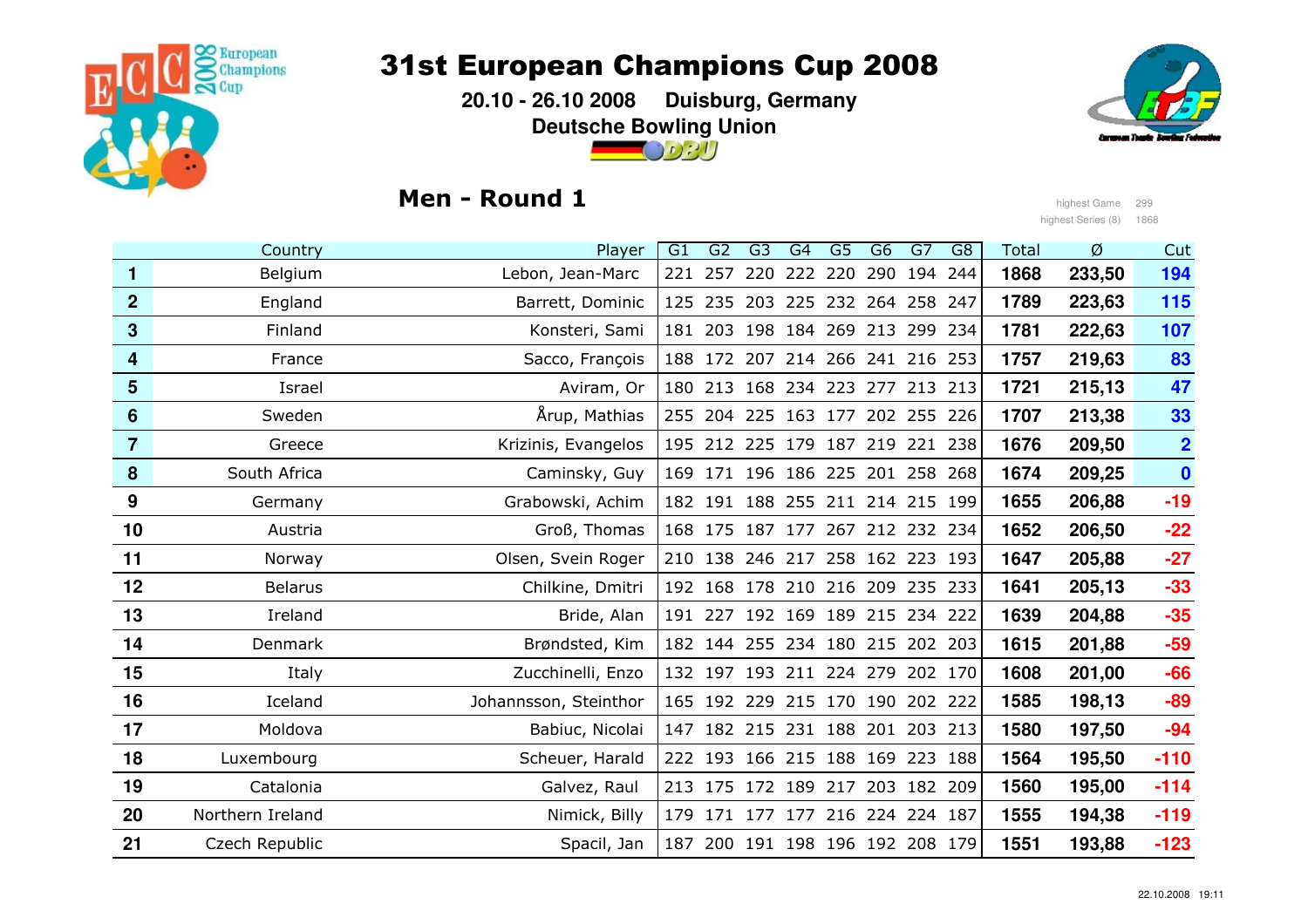# 31st European Champions Cup 2008

**20.10 - 26.10 2008 Duisburg, Germany**

**Deutsche Bowling Union**

## Men - Round 1

highest Game 299
highest Series (8) 1868

| | Country | Player | G1 | G2 | G3 | G4 | G5 | G6 | G7 | G8 | Total | Ø | Cut |
|---|---|---|---|---|---|---|---|---|---|---|---|---|---|
| **1** | Belgium | Lebon, Jean-Marc | 221 | 257 | 220 | 222 | 220 | 290 | 194 | 244 | **1868** | **233,50** | **194** |
| **2** | England | Barrett, Dominic | 125 | 235 | 203 | 225 | 232 | 264 | 258 | 247 | **1789** | **223,63** | **115** |
| **3** | Finland | Konsteri, Sami | 181 | 203 | 198 | 184 | 269 | 213 | 299 | 234 | **1781** | **222,63** | **107** |
| **4** | France | Sacco, François | 188 | 172 | 207 | 214 | 266 | 241 | 216 | 253 | **1757** | **219,63** | **83** |
| **5** | Israel | Aviram, Or | 180 | 213 | 168 | 234 | 223 | 277 | 213 | 213 | **1721** | **215,13** | **47** |
| **6** | Sweden | Årup, Mathias | 255 | 204 | 225 | 163 | 177 | 202 | 255 | 226 | **1707** | **213,38** | **33** |
| **7** | Greece | Krizinis, Evangelos | 195 | 212 | 225 | 179 | 187 | 219 | 221 | 238 | **1676** | **209,50** | **2** |
| **8** | South Africa | Caminsky, Guy | 169 | 171 | 196 | 186 | 225 | 201 | 258 | 268 | **1674** | **209,25** | **0** |
| **9** | Germany | Grabowski, Achim | 182 | 191 | 188 | 255 | 211 | 214 | 215 | 199 | **1655** | **206,88** | **-19** |
| **10** | Austria | Groß, Thomas | 168 | 175 | 187 | 177 | 267 | 212 | 232 | 234 | **1652** | **206,50** | **-22** |
| **11** | Norway | Olsen, Svein Roger | 210 | 138 | 246 | 217 | 258 | 162 | 223 | 193 | **1647** | **205,88** | **-27** |
| **12** | Belarus | Chilkine, Dmitri | 192 | 168 | 178 | 210 | 216 | 209 | 235 | 233 | **1641** | **205,13** | **-33** |
| **13** | Ireland | Bride, Alan | 191 | 227 | 192 | 169 | 189 | 215 | 234 | 222 | **1639** | **204,88** | **-35** |
| **14** | Denmark | Brøndsted, Kim | 182 | 144 | 255 | 234 | 180 | 215 | 202 | 203 | **1615** | **201,88** | **-59** |
| **15** | Italy | Zucchinelli, Enzo | 132 | 197 | 193 | 211 | 224 | 279 | 202 | 170 | **1608** | **201,00** | **-66** |
| **16** | Iceland | Johannsson, Steinthor | 165 | 192 | 229 | 215 | 170 | 190 | 202 | 222 | **1585** | **198,13** | **-89** |
| **17** | Moldova | Babiuc, Nicolai | 147 | 182 | 215 | 231 | 188 | 201 | 203 | 213 | **1580** | **197,50** | **-94** |
| **18** | Luxembourg | Scheuer, Harald | 222 | 193 | 166 | 215 | 188 | 169 | 223 | 188 | **1564** | **195,50** | **-110** |
| **19** | Catalonia | Galvez, Raul | 213 | 175 | 172 | 189 | 217 | 203 | 182 | 209 | **1560** | **195,00** | **-114** |
| **20** | Northern Ireland | Nimick, Billy | 179 | 171 | 177 | 177 | 216 | 224 | 224 | 187 | **1555** | **194,38** | **-119** |
| **21** | Czech Republic | Spacil, Jan | 187 | 200 | 191 | 198 | 196 | 192 | 208 | 179 | **1551** | **193,88** | **-123** |

22.10.2008 19:11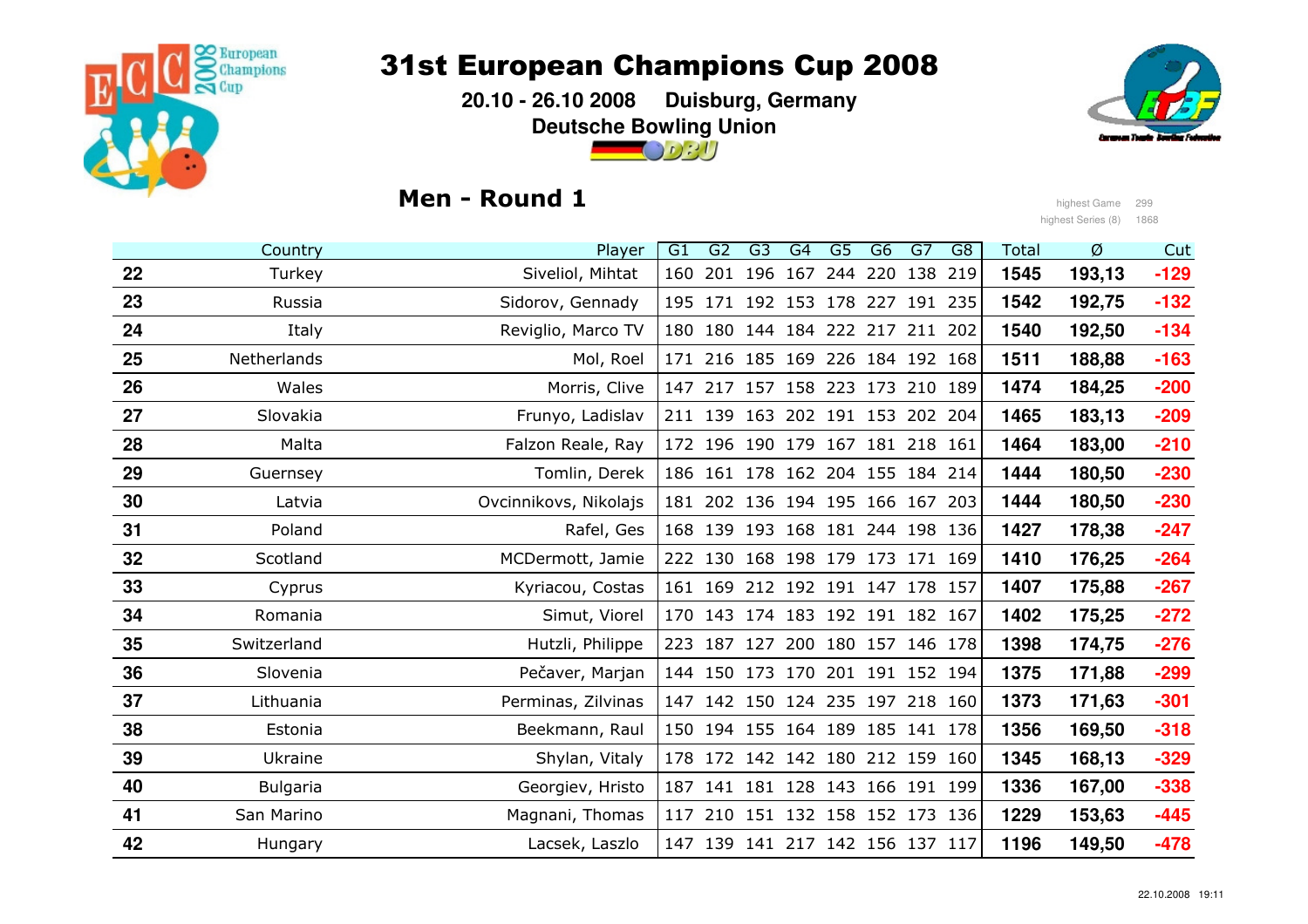# 31st European Champions Cup 2008

**20.10 - 26.10 2008 Duisburg, Germany**

**Deutsche Bowling Union**

## Men - Round 1

highest Game 299
highest Series (8) 1868

| | Country | Player | G1 | G2 | G3 | G4 | G5 | G6 | G7 | G8 | Total | Ø | Cut |
|---|---|---|---|---|---|---|---|---|---|---|---|---|---|
| **22** | Turkey | Siveliol, Mihtat | 160 | 201 | 196 | 167 | 244 | 220 | 138 | 219 | **1545** | **193,13** | **-129** |
| **23** | Russia | Sidorov, Gennady | 195 | 171 | 192 | 153 | 178 | 227 | 191 | 235 | **1542** | **192,75** | **-132** |
| **24** | Italy | Reviglio, Marco TV | 180 | 180 | 144 | 184 | 222 | 217 | 211 | 202 | **1540** | **192,50** | **-134** |
| **25** | Netherlands | Mol, Roel | 171 | 216 | 185 | 169 | 226 | 184 | 192 | 168 | **1511** | **188,88** | **-163** |
| **26** | Wales | Morris, Clive | 147 | 217 | 157 | 158 | 223 | 173 | 210 | 189 | **1474** | **184,25** | **-200** |
| **27** | Slovakia | Frunyo, Ladislav | 211 | 139 | 163 | 202 | 191 | 153 | 202 | 204 | **1465** | **183,13** | **-209** |
| **28** | Malta | Falzon Reale, Ray | 172 | 196 | 190 | 179 | 167 | 181 | 218 | 161 | **1464** | **183,00** | **-210** |
| **29** | Guernsey | Tomlin, Derek | 186 | 161 | 178 | 162 | 204 | 155 | 184 | 214 | **1444** | **180,50** | **-230** |
| **30** | Latvia | Ovcinnikovs, Nikolajs | 181 | 202 | 136 | 194 | 195 | 166 | 167 | 203 | **1444** | **180,50** | **-230** |
| **31** | Poland | Rafel, Ges | 168 | 139 | 193 | 168 | 181 | 244 | 198 | 136 | **1427** | **178,38** | **-247** |
| **32** | Scotland | MCDermott, Jamie | 222 | 130 | 168 | 198 | 179 | 173 | 171 | 169 | **1410** | **176,25** | **-264** |
| **33** | Cyprus | Kyriacou, Costas | 161 | 169 | 212 | 192 | 191 | 147 | 178 | 157 | **1407** | **175,88** | **-267** |
| **34** | Romania | Simut, Viorel | 170 | 143 | 174 | 183 | 192 | 191 | 182 | 167 | **1402** | **175,25** | **-272** |
| **35** | Switzerland | Hutzli, Philippe | 223 | 187 | 127 | 200 | 180 | 157 | 146 | 178 | **1398** | **174,75** | **-276** |
| **36** | Slovenia | Pečaver, Marjan | 144 | 150 | 173 | 170 | 201 | 191 | 152 | 194 | **1375** | **171,88** | **-299** |
| **37** | Lithuania | Perminas, Zilvinas | 147 | 142 | 150 | 124 | 235 | 197 | 218 | 160 | **1373** | **171,63** | **-301** |
| **38** | Estonia | Beekmann, Raul | 150 | 194 | 155 | 164 | 189 | 185 | 141 | 178 | **1356** | **169,50** | **-318** |
| **39** | Ukraine | Shylan, Vitaly | 178 | 172 | 142 | 142 | 180 | 212 | 159 | 160 | **1345** | **168,13** | **-329** |
| **40** | Bulgaria | Georgiev, Hristo | 187 | 141 | 181 | 128 | 143 | 166 | 191 | 199 | **1336** | **167,00** | **-338** |
| **41** | San Marino | Magnani, Thomas | 117 | 210 | 151 | 132 | 158 | 152 | 173 | 136 | **1229** | **153,63** | **-445** |
| **42** | Hungary | Lacsek, Laszlo | 147 | 139 | 141 | 217 | 142 | 156 | 137 | 117 | **1196** | **149,50** | **-478** |

22.10.2008 19:11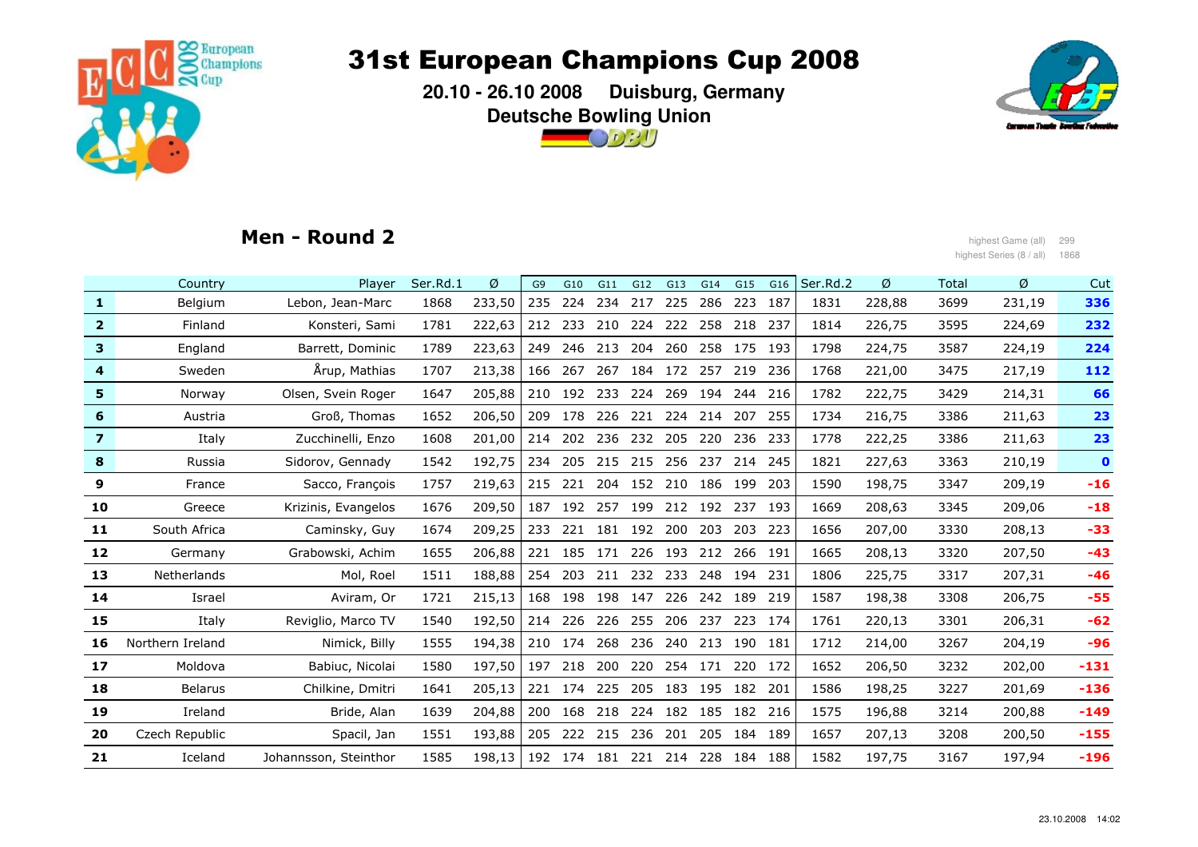# 31st European Champions Cup 2008

**20.10 - 26.10 2008 Duisburg, Germany**

**Deutsche Bowling Union**

## Men - Round 2

highest Game (all) 299
highest Series (8 / all) 1868

| | Country | Player | Ser.Rd.1 | Ø | G9 | G10 | G11 | G12 | G13 | G14 | G15 | G16 | Ser.Rd.2 | Ø | Total | Ø | Cut |
|---|---|---|---|---|---|---|---|---|---|---|---|---|---|---|---|---|---|
| **1** | Belgium | Lebon, Jean-Marc | 1868 | 233,50 | 235 | 224 | 234 | 217 | 225 | 286 | 223 | 187 | 1831 | 228,88 | 3699 | 231,19 | **336** |
| **2** | Finland | Konsteri, Sami | 1781 | 222,63 | 212 | 233 | 210 | 224 | 222 | 258 | 218 | 237 | 1814 | 226,75 | 3595 | 224,69 | **232** |
| **3** | England | Barrett, Dominic | 1789 | 223,63 | 249 | 246 | 213 | 204 | 260 | 258 | 175 | 193 | 1798 | 224,75 | 3587 | 224,19 | **224** |
| **4** | Sweden | Årup, Mathias | 1707 | 213,38 | 166 | 267 | 267 | 184 | 172 | 257 | 219 | 236 | 1768 | 221,00 | 3475 | 217,19 | **112** |
| **5** | Norway | Olsen, Svein Roger | 1647 | 205,88 | 210 | 192 | 233 | 224 | 269 | 194 | 244 | 216 | 1782 | 222,75 | 3429 | 214,31 | **66** |
| **6** | Austria | Groß, Thomas | 1652 | 206,50 | 209 | 178 | 226 | 221 | 224 | 214 | 207 | 255 | 1734 | 216,75 | 3386 | 211,63 | **23** |
| **7** | Italy | Zucchinelli, Enzo | 1608 | 201,00 | 214 | 202 | 236 | 232 | 205 | 220 | 236 | 233 | 1778 | 222,25 | 3386 | 211,63 | **23** |
| **8** | Russia | Sidorov, Gennady | 1542 | 192,75 | 234 | 205 | 215 | 215 | 256 | 237 | 214 | 245 | 1821 | 227,63 | 3363 | 210,19 | **0** |
| **9** | France | Sacco, François | 1757 | 219,63 | 215 | 221 | 204 | 152 | 210 | 186 | 199 | 203 | 1590 | 198,75 | 3347 | 209,19 | **-16** |
| **10** | Greece | Krizinis, Evangelos | 1676 | 209,50 | 187 | 192 | 257 | 199 | 212 | 192 | 237 | 193 | 1669 | 208,63 | 3345 | 209,06 | **-18** |
| **11** | South Africa | Caminsky, Guy | 1674 | 209,25 | 233 | 221 | 181 | 192 | 200 | 203 | 203 | 223 | 1656 | 207,00 | 3330 | 208,13 | **-33** |
| **12** | Germany | Grabowski, Achim | 1655 | 206,88 | 221 | 185 | 171 | 226 | 193 | 212 | 266 | 191 | 1665 | 208,13 | 3320 | 207,50 | **-43** |
| **13** | Netherlands | Mol, Roel | 1511 | 188,88 | 254 | 203 | 211 | 232 | 233 | 248 | 194 | 231 | 1806 | 225,75 | 3317 | 207,31 | **-46** |
| **14** | Israel | Aviram, Or | 1721 | 215,13 | 168 | 198 | 198 | 147 | 226 | 242 | 189 | 219 | 1587 | 198,38 | 3308 | 206,75 | **-55** |
| **15** | Italy | Reviglio, Marco TV | 1540 | 192,50 | 214 | 226 | 226 | 255 | 206 | 237 | 223 | 174 | 1761 | 220,13 | 3301 | 206,31 | **-62** |
| **16** | Northern Ireland | Nimick, Billy | 1555 | 194,38 | 210 | 174 | 268 | 236 | 240 | 213 | 190 | 181 | 1712 | 214,00 | 3267 | 204,19 | **-96** |
| **17** | Moldova | Babiuc, Nicolai | 1580 | 197,50 | 197 | 218 | 200 | 220 | 254 | 171 | 220 | 172 | 1652 | 206,50 | 3232 | 202,00 | **-131** |
| **18** | Belarus | Chilkine, Dmitri | 1641 | 205,13 | 221 | 174 | 225 | 205 | 183 | 195 | 182 | 201 | 1586 | 198,25 | 3227 | 201,69 | **-136** |
| **19** | Ireland | Bride, Alan | 1639 | 204,88 | 200 | 168 | 218 | 224 | 182 | 185 | 182 | 216 | 1575 | 196,88 | 3214 | 200,88 | **-149** |
| **20** | Czech Republic | Spacil, Jan | 1551 | 193,88 | 205 | 222 | 215 | 236 | 201 | 205 | 184 | 189 | 1657 | 207,13 | 3208 | 200,50 | **-155** |
| **21** | Iceland | Johannsson, Steinthor | 1585 | 198,13 | 192 | 174 | 181 | 221 | 214 | 228 | 184 | 188 | 1582 | 197,75 | 3167 | 197,94 | **-196** |

23.10.2008 14:02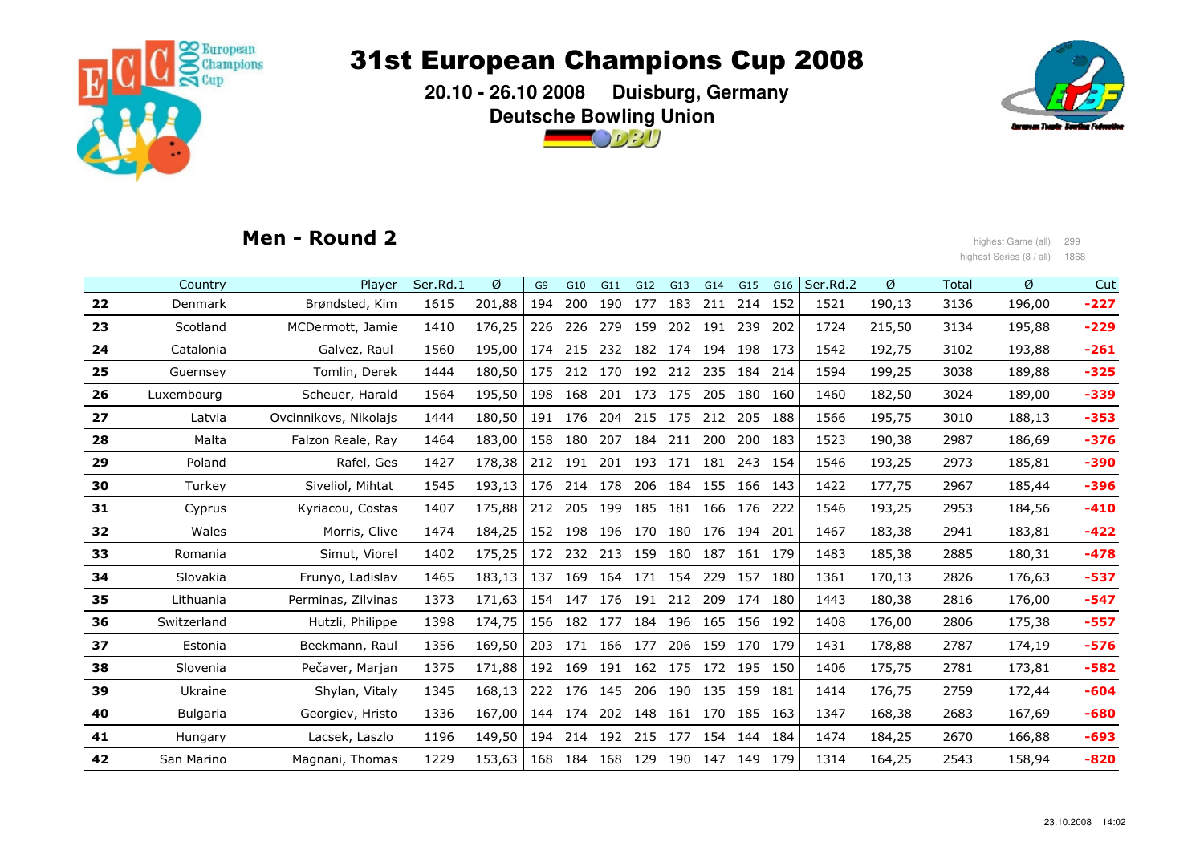# 31st European Champions Cup 2008

**20.10 - 26.10 2008 Duisburg, Germany**

**Deutsche Bowling Union**

## Men - Round 2

highest Game (all) 299
highest Series (8 / all) 1868

| | Country | Player | Ser.Rd.1 | Ø | G9 | G10 | G11 | G12 | G13 | G14 | G15 | G16 | Ser.Rd.2 | Ø | Total | Ø | Cut |
|---|---|---|---|---|---|---|---|---|---|---|---|---|---|---|---|---|---|
| **22** | Denmark | Brøndsted, Kim | 1615 | 201,88 | 194 | 200 | 190 | 177 | 183 | 211 | 214 | 152 | 1521 | 190,13 | 3136 | 196,00 | **-227** |
| **23** | Scotland | MCDermott, Jamie | 1410 | 176,25 | 226 | 226 | 279 | 159 | 202 | 191 | 239 | 202 | 1724 | 215,50 | 3134 | 195,88 | **-229** |
| **24** | Catalonia | Galvez, Raul | 1560 | 195,00 | 174 | 215 | 232 | 182 | 174 | 194 | 198 | 173 | 1542 | 192,75 | 3102 | 193,88 | **-261** |
| **25** | Guernsey | Tomlin, Derek | 1444 | 180,50 | 175 | 212 | 170 | 192 | 212 | 235 | 184 | 214 | 1594 | 199,25 | 3038 | 189,88 | **-325** |
| **26** | Luxembourg | Scheuer, Harald | 1564 | 195,50 | 198 | 168 | 201 | 173 | 175 | 205 | 180 | 160 | 1460 | 182,50 | 3024 | 189,00 | **-339** |
| **27** | Latvia | Ovcinnikovs, Nikolajs | 1444 | 180,50 | 191 | 176 | 204 | 215 | 175 | 212 | 205 | 188 | 1566 | 195,75 | 3010 | 188,13 | **-353** |
| **28** | Malta | Falzon Reale, Ray | 1464 | 183,00 | 158 | 180 | 207 | 184 | 211 | 200 | 200 | 183 | 1523 | 190,38 | 2987 | 186,69 | **-376** |
| **29** | Poland | Rafel, Ges | 1427 | 178,38 | 212 | 191 | 201 | 193 | 171 | 181 | 243 | 154 | 1546 | 193,25 | 2973 | 185,81 | **-390** |
| **30** | Turkey | Siveliol, Mihtat | 1545 | 193,13 | 176 | 214 | 178 | 206 | 184 | 155 | 166 | 143 | 1422 | 177,75 | 2967 | 185,44 | **-396** |
| **31** | Cyprus | Kyriacou, Costas | 1407 | 175,88 | 212 | 205 | 199 | 185 | 181 | 166 | 176 | 222 | 1546 | 193,25 | 2953 | 184,56 | **-410** |
| **32** | Wales | Morris, Clive | 1474 | 184,25 | 152 | 198 | 196 | 170 | 180 | 176 | 194 | 201 | 1467 | 183,38 | 2941 | 183,81 | **-422** |
| **33** | Romania | Simut, Viorel | 1402 | 175,25 | 172 | 232 | 213 | 159 | 180 | 187 | 161 | 179 | 1483 | 185,38 | 2885 | 180,31 | **-478** |
| **34** | Slovakia | Frunyo, Ladislav | 1465 | 183,13 | 137 | 169 | 164 | 171 | 154 | 229 | 157 | 180 | 1361 | 170,13 | 2826 | 176,63 | **-537** |
| **35** | Lithuania | Perminas, Zilvinas | 1373 | 171,63 | 154 | 147 | 176 | 191 | 212 | 209 | 174 | 180 | 1443 | 180,38 | 2816 | 176,00 | **-547** |
| **36** | Switzerland | Hutzli, Philippe | 1398 | 174,75 | 156 | 182 | 177 | 184 | 196 | 165 | 156 | 192 | 1408 | 176,00 | 2806 | 175,38 | **-557** |
| **37** | Estonia | Beekmann, Raul | 1356 | 169,50 | 203 | 171 | 166 | 177 | 206 | 159 | 170 | 179 | 1431 | 178,88 | 2787 | 174,19 | **-576** |
| **38** | Slovenia | Pečaver, Marjan | 1375 | 171,88 | 192 | 169 | 191 | 162 | 175 | 172 | 195 | 150 | 1406 | 175,75 | 2781 | 173,81 | **-582** |
| **39** | Ukraine | Shylan, Vitaly | 1345 | 168,13 | 222 | 176 | 145 | 206 | 190 | 135 | 159 | 181 | 1414 | 176,75 | 2759 | 172,44 | **-604** |
| **40** | Bulgaria | Georgiev, Hristo | 1336 | 167,00 | 144 | 174 | 202 | 148 | 161 | 170 | 185 | 163 | 1347 | 168,38 | 2683 | 167,69 | **-680** |
| **41** | Hungary | Lacsek, Laszlo | 1196 | 149,50 | 194 | 214 | 192 | 215 | 177 | 154 | 144 | 184 | 1474 | 184,25 | 2670 | 166,88 | **-693** |
| **42** | San Marino | Magnani, Thomas | 1229 | 153,63 | 168 | 184 | 168 | 129 | 190 | 147 | 149 | 179 | 1314 | 164,25 | 2543 | 158,94 | **-820** |

23.10.2008 14:02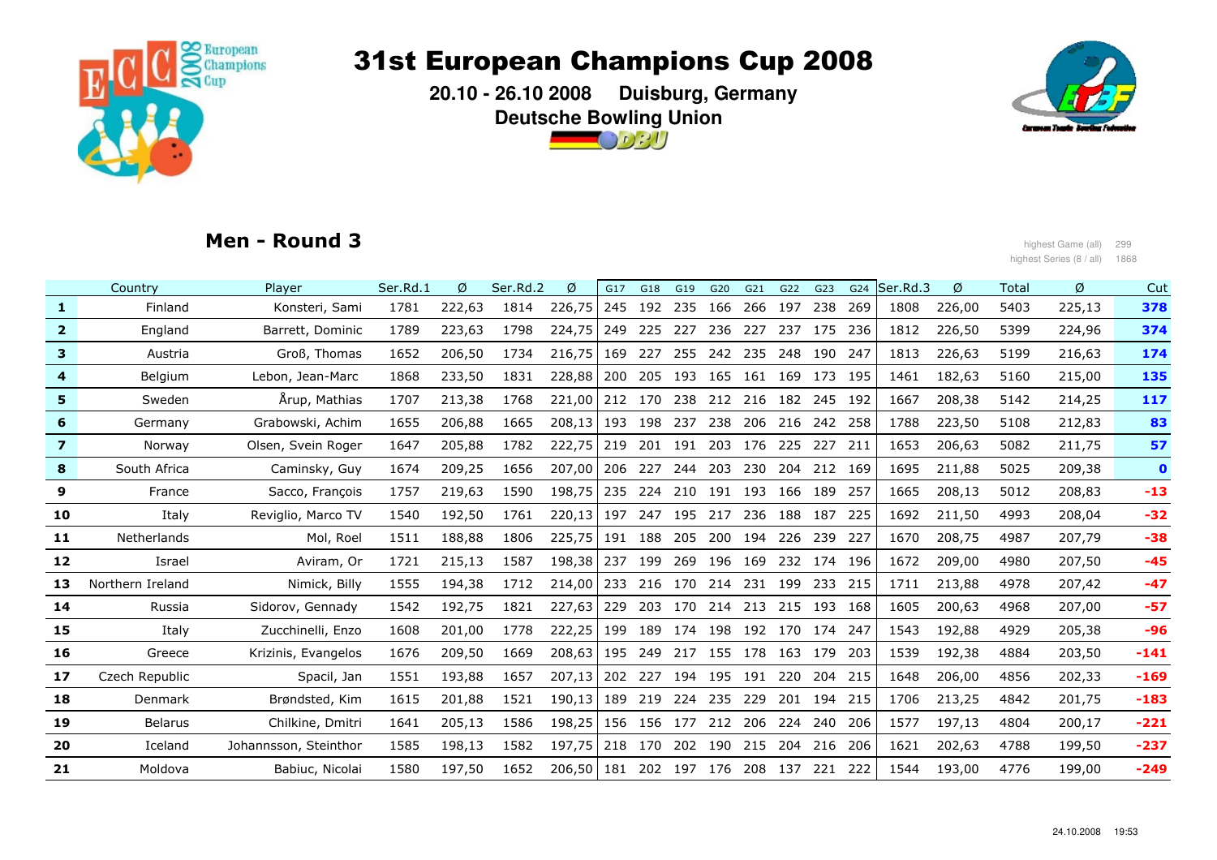# 31st European Champions Cup 2008

**20.10 - 26.10 2008 Duisburg, Germany**

**Deutsche Bowling Union**

## Men - Round 3

highest Game (all) 299
highest Series (8 / all) 1868

| | Country | Player | Ser.Rd.1 | Ø | Ser.Rd.2 | Ø | G17 | G18 | G19 | G20 | G21 | G22 | G23 | G24 | Ser.Rd.3 | Ø | Total | Ø | Cut |
|---|---|---|---|---|---|---|---|---|---|---|---|---|---|---|---|---|---|---|---|
| **1** | Finland | Konsteri, Sami | 1781 | 222,63 | 1814 | 226,75 | 245 | 192 | 235 | 166 | 266 | 197 | 238 | 269 | 1808 | 226,00 | 5403 | 225,13 | **378** |
| **2** | England | Barrett, Dominic | 1789 | 223,63 | 1798 | 224,75 | 249 | 225 | 227 | 236 | 227 | 237 | 175 | 236 | 1812 | 226,50 | 5399 | 224,96 | **374** |
| **3** | Austria | Groß, Thomas | 1652 | 206,50 | 1734 | 216,75 | 169 | 227 | 255 | 242 | 235 | 248 | 190 | 247 | 1813 | 226,63 | 5199 | 216,63 | **174** |
| **4** | Belgium | Lebon, Jean-Marc | 1868 | 233,50 | 1831 | 228,88 | 200 | 205 | 193 | 165 | 161 | 169 | 173 | 195 | 1461 | 182,63 | 5160 | 215,00 | **135** |
| **5** | Sweden | Årup, Mathias | 1707 | 213,38 | 1768 | 221,00 | 212 | 170 | 238 | 212 | 216 | 182 | 245 | 192 | 1667 | 208,38 | 5142 | 214,25 | **117** |
| **6** | Germany | Grabowski, Achim | 1655 | 206,88 | 1665 | 208,13 | 193 | 198 | 237 | 238 | 206 | 216 | 242 | 258 | 1788 | 223,50 | 5108 | 212,83 | **83** |
| **7** | Norway | Olsen, Svein Roger | 1647 | 205,88 | 1782 | 222,75 | 219 | 201 | 191 | 203 | 176 | 225 | 227 | 211 | 1653 | 206,63 | 5082 | 211,75 | **57** |
| **8** | South Africa | Caminsky, Guy | 1674 | 209,25 | 1656 | 207,00 | 206 | 227 | 244 | 203 | 230 | 204 | 212 | 169 | 1695 | 211,88 | 5025 | 209,38 | **0** |
| **9** | France | Sacco, François | 1757 | 219,63 | 1590 | 198,75 | 235 | 224 | 210 | 191 | 193 | 166 | 189 | 257 | 1665 | 208,13 | 5012 | 208,83 | **-13** |
| **10** | Italy | Reviglio, Marco TV | 1540 | 192,50 | 1761 | 220,13 | 197 | 247 | 195 | 217 | 236 | 188 | 187 | 225 | 1692 | 211,50 | 4993 | 208,04 | **-32** |
| **11** | Netherlands | Mol, Roel | 1511 | 188,88 | 1806 | 225,75 | 191 | 188 | 205 | 200 | 194 | 226 | 239 | 227 | 1670 | 208,75 | 4987 | 207,79 | **-38** |
| **12** | Israel | Aviram, Or | 1721 | 215,13 | 1587 | 198,38 | 237 | 199 | 269 | 196 | 169 | 232 | 174 | 196 | 1672 | 209,00 | 4980 | 207,50 | **-45** |
| **13** | Northern Ireland | Nimick, Billy | 1555 | 194,38 | 1712 | 214,00 | 233 | 216 | 170 | 214 | 231 | 199 | 233 | 215 | 1711 | 213,88 | 4978 | 207,42 | **-47** |
| **14** | Russia | Sidorov, Gennady | 1542 | 192,75 | 1821 | 227,63 | 229 | 203 | 170 | 214 | 213 | 215 | 193 | 168 | 1605 | 200,63 | 4968 | 207,00 | **-57** |
| **15** | Italy | Zucchinelli, Enzo | 1608 | 201,00 | 1778 | 222,25 | 199 | 189 | 174 | 198 | 192 | 170 | 174 | 247 | 1543 | 192,88 | 4929 | 205,38 | **-96** |
| **16** | Greece | Krizinis, Evangelos | 1676 | 209,50 | 1669 | 208,63 | 195 | 249 | 217 | 155 | 178 | 163 | 179 | 203 | 1539 | 192,38 | 4884 | 203,50 | **-141** |
| **17** | Czech Republic | Spacil, Jan | 1551 | 193,88 | 1657 | 207,13 | 202 | 227 | 194 | 195 | 191 | 220 | 204 | 215 | 1648 | 206,00 | 4856 | 202,33 | **-169** |
| **18** | Denmark | Brøndsted, Kim | 1615 | 201,88 | 1521 | 190,13 | 189 | 219 | 224 | 235 | 229 | 201 | 194 | 215 | 1706 | 213,25 | 4842 | 201,75 | **-183** |
| **19** | Belarus | Chilkine, Dmitri | 1641 | 205,13 | 1586 | 198,25 | 156 | 156 | 177 | 212 | 206 | 224 | 240 | 206 | 1577 | 197,13 | 4804 | 200,17 | **-221** |
| **20** | Iceland | Johannsson, Steinthor | 1585 | 198,13 | 1582 | 197,75 | 218 | 170 | 202 | 190 | 215 | 204 | 216 | 206 | 1621 | 202,63 | 4788 | 199,50 | **-237** |
| **21** | Moldova | Babiuc, Nicolai | 1580 | 197,50 | 1652 | 206,50 | 181 | 202 | 197 | 176 | 208 | 137 | 221 | 222 | 1544 | 193,00 | 4776 | 199,00 | **-249** |

24.10.2008 19:53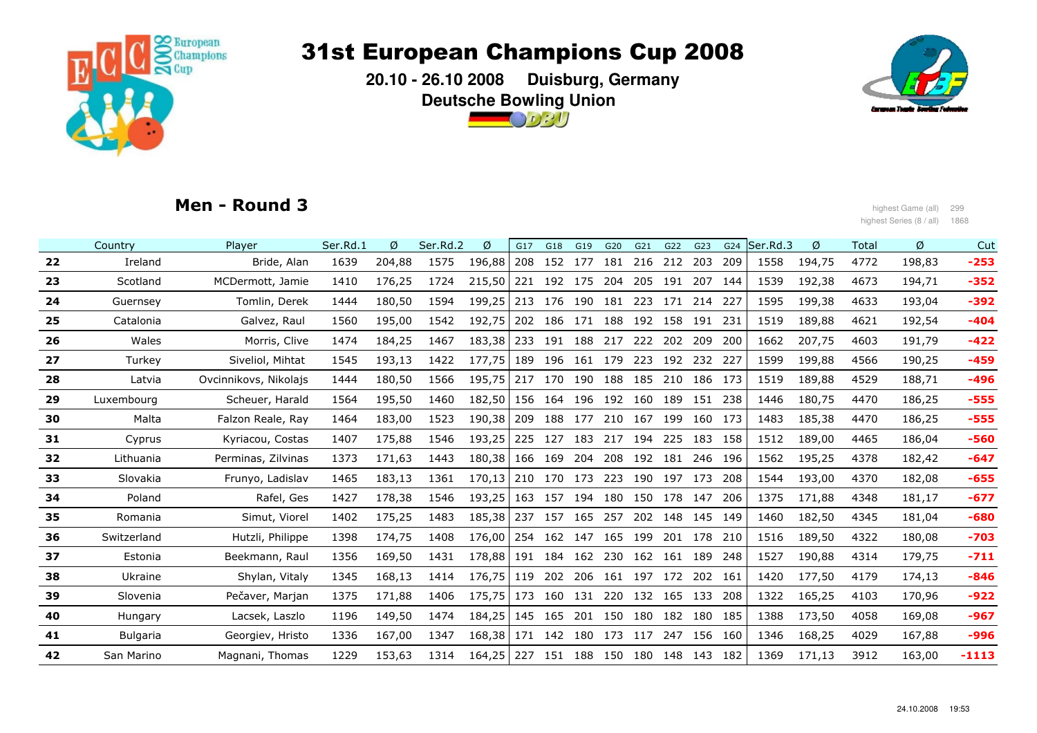# 31st European Champions Cup 2008

**20.10 - 26.10 2008 Duisburg, Germany**

**Deutsche Bowling Union**

## Men - Round 3

highest Game (all) 299
highest Series (8 / all) 1868

| | Country | Player | Ser.Rd.1 | Ø | Ser.Rd.2 | Ø | G17 | G18 | G19 | G20 | G21 | G22 | G23 | G24 | Ser.Rd.3 | Ø | Total | Ø | Cut |
|---|---|---|---|---|---|---|---|---|---|---|---|---|---|---|---|---|---|---|---|
| **22** | Ireland | Bride, Alan | 1639 | 204,88 | 1575 | 196,88 | 208 | 152 | 177 | 181 | 216 | 212 | 203 | 209 | 1558 | 194,75 | 4772 | 198,83 | **-253** |
| **23** | Scotland | MCDermott, Jamie | 1410 | 176,25 | 1724 | 215,50 | 221 | 192 | 175 | 204 | 205 | 191 | 207 | 144 | 1539 | 192,38 | 4673 | 194,71 | **-352** |
| **24** | Guernsey | Tomlin, Derek | 1444 | 180,50 | 1594 | 199,25 | 213 | 176 | 190 | 181 | 223 | 171 | 214 | 227 | 1595 | 199,38 | 4633 | 193,04 | **-392** |
| **25** | Catalonia | Galvez, Raul | 1560 | 195,00 | 1542 | 192,75 | 202 | 186 | 171 | 188 | 192 | 158 | 191 | 231 | 1519 | 189,88 | 4621 | 192,54 | **-404** |
| **26** | Wales | Morris, Clive | 1474 | 184,25 | 1467 | 183,38 | 233 | 191 | 188 | 217 | 222 | 202 | 209 | 200 | 1662 | 207,75 | 4603 | 191,79 | **-422** |
| **27** | Turkey | Siveliol, Mihtat | 1545 | 193,13 | 1422 | 177,75 | 189 | 196 | 161 | 179 | 223 | 192 | 232 | 227 | 1599 | 199,88 | 4566 | 190,25 | **-459** |
| **28** | Latvia | Ovcinnikovs, Nikolajs | 1444 | 180,50 | 1566 | 195,75 | 217 | 170 | 190 | 188 | 185 | 210 | 186 | 173 | 1519 | 189,88 | 4529 | 188,71 | **-496** |
| **29** | Luxembourg | Scheuer, Harald | 1564 | 195,50 | 1460 | 182,50 | 156 | 164 | 196 | 192 | 160 | 189 | 151 | 238 | 1446 | 180,75 | 4470 | 186,25 | **-555** |
| **30** | Malta | Falzon Reale, Ray | 1464 | 183,00 | 1523 | 190,38 | 209 | 188 | 177 | 210 | 167 | 199 | 160 | 173 | 1483 | 185,38 | 4470 | 186,25 | **-555** |
| **31** | Cyprus | Kyriacou, Costas | 1407 | 175,88 | 1546 | 193,25 | 225 | 127 | 183 | 217 | 194 | 225 | 183 | 158 | 1512 | 189,00 | 4465 | 186,04 | **-560** |
| **32** | Lithuania | Perminas, Zilvinas | 1373 | 171,63 | 1443 | 180,38 | 166 | 169 | 204 | 208 | 192 | 181 | 246 | 196 | 1562 | 195,25 | 4378 | 182,42 | **-647** |
| **33** | Slovakia | Frunyo, Ladislav | 1465 | 183,13 | 1361 | 170,13 | 210 | 170 | 173 | 223 | 190 | 197 | 173 | 208 | 1544 | 193,00 | 4370 | 182,08 | **-655** |
| **34** | Poland | Rafel, Ges | 1427 | 178,38 | 1546 | 193,25 | 163 | 157 | 194 | 180 | 150 | 178 | 147 | 206 | 1375 | 171,88 | 4348 | 181,17 | **-677** |
| **35** | Romania | Simut, Viorel | 1402 | 175,25 | 1483 | 185,38 | 237 | 157 | 165 | 257 | 202 | 148 | 145 | 149 | 1460 | 182,50 | 4345 | 181,04 | **-680** |
| **36** | Switzerland | Hutzli, Philippe | 1398 | 174,75 | 1408 | 176,00 | 254 | 162 | 147 | 165 | 199 | 201 | 178 | 210 | 1516 | 189,50 | 4322 | 180,08 | **-703** |
| **37** | Estonia | Beekmann, Raul | 1356 | 169,50 | 1431 | 178,88 | 191 | 184 | 162 | 230 | 162 | 161 | 189 | 248 | 1527 | 190,88 | 4314 | 179,75 | **-711** |
| **38** | Ukraine | Shylan, Vitaly | 1345 | 168,13 | 1414 | 176,75 | 119 | 202 | 206 | 161 | 197 | 172 | 202 | 161 | 1420 | 177,50 | 4179 | 174,13 | **-846** |
| **39** | Slovenia | Pečaver, Marjan | 1375 | 171,88 | 1406 | 175,75 | 173 | 160 | 131 | 220 | 132 | 165 | 133 | 208 | 1322 | 165,25 | 4103 | 170,96 | **-922** |
| **40** | Hungary | Lacsek, Laszlo | 1196 | 149,50 | 1474 | 184,25 | 145 | 165 | 201 | 150 | 180 | 182 | 180 | 185 | 1388 | 173,50 | 4058 | 169,08 | **-967** |
| **41** | Bulgaria | Georgiev, Hristo | 1336 | 167,00 | 1347 | 168,38 | 171 | 142 | 180 | 173 | 117 | 247 | 156 | 160 | 1346 | 168,25 | 4029 | 167,88 | **-996** |
| **42** | San Marino | Magnani, Thomas | 1229 | 153,63 | 1314 | 164,25 | 227 | 151 | 188 | 150 | 180 | 148 | 143 | 182 | 1369 | 171,13 | 3912 | 163,00 | **-1113** |

24.10.2008 19:53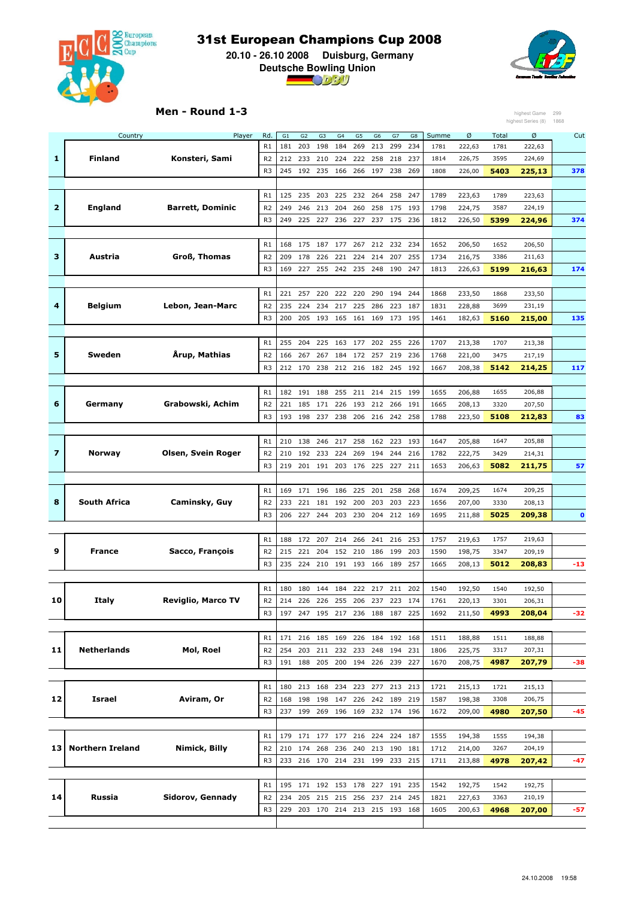# 31st European Champions Cup 2008

**20.10 - 26.10 2008 Duisburg, Germany**

**Deutsche Bowling Union**

## Men - Round 1-3

highest Game 299
highest Series (8) 1868

| | Country | Player | Rd. | G1 | G2 | G3 | G4 | G5 | G6 | G7 | G8 | Summe | Ø | Total | Ø | Cut |
|---|---|---|---|---|---|---|---|---|---|---|---|---|---|---|---|---|
| **1** | **Finland** | **Konsteri, Sami** | R1 | 181 | 203 | 198 | 184 | 269 | 213 | 299 | 234 | 1781 | 222,63 | 1781 | 222,63 | |
| | | | R2 | 212 | 233 | 210 | 224 | 222 | 258 | 218 | 237 | 1814 | 226,75 | 3595 | 224,69 | |
| | | | R3 | 245 | 192 | 235 | 166 | 266 | 197 | 238 | 269 | 1808 | 226,00 | **5403** | **225,13** | **378** |
| **2** | **England** | **Barrett, Dominic** | R1 | 125 | 235 | 203 | 225 | 232 | 264 | 258 | 247 | 1789 | 223,63 | 1789 | 223,63 | |
| | | | R2 | 249 | 246 | 213 | 204 | 260 | 258 | 175 | 193 | 1798 | 224,75 | 3587 | 224,19 | |
| | | | R3 | 249 | 225 | 227 | 236 | 227 | 237 | 175 | 236 | 1812 | 226,50 | **5399** | **224,96** | **374** |
| **3** | **Austria** | **Groß, Thomas** | R1 | 168 | 175 | 187 | 177 | 267 | 212 | 232 | 234 | 1652 | 206,50 | 1652 | 206,50 | |
| | | | R2 | 209 | 178 | 226 | 221 | 224 | 214 | 207 | 255 | 1734 | 216,75 | 3386 | 211,63 | |
| | | | R3 | 169 | 227 | 255 | 242 | 235 | 248 | 190 | 247 | 1813 | 226,63 | **5199** | **216,63** | **174** |
| **4** | **Belgium** | **Lebon, Jean-Marc** | R1 | 221 | 257 | 220 | 222 | 220 | 290 | 194 | 244 | 1868 | 233,50 | 1868 | 233,50 | |
| | | | R2 | 235 | 224 | 234 | 217 | 225 | 286 | 223 | 187 | 1831 | 228,88 | 3699 | 231,19 | |
| | | | R3 | 200 | 205 | 193 | 165 | 161 | 169 | 173 | 195 | 1461 | 182,63 | **5160** | **215,00** | **135** |
| **5** | **Sweden** | **Årup, Mathias** | R1 | 255 | 204 | 225 | 163 | 177 | 202 | 255 | 226 | 1707 | 213,38 | 1707 | 213,38 | |
| | | | R2 | 166 | 267 | 267 | 184 | 172 | 257 | 219 | 236 | 1768 | 221,00 | 3475 | 217,19 | |
| | | | R3 | 212 | 170 | 238 | 212 | 216 | 182 | 245 | 192 | 1667 | 208,38 | **5142** | **214,25** | **117** |
| **6** | **Germany** | **Grabowski, Achim** | R1 | 182 | 191 | 188 | 255 | 211 | 214 | 215 | 199 | 1655 | 206,88 | 1655 | 206,88 | |
| | | | R2 | 221 | 185 | 171 | 226 | 193 | 212 | 266 | 191 | 1665 | 208,13 | 3320 | 207,50 | |
| | | | R3 | 193 | 198 | 237 | 238 | 206 | 216 | 242 | 258 | 1788 | 223,50 | **5108** | **212,83** | **83** |
| **7** | **Norway** | **Olsen, Svein Roger** | R1 | 210 | 138 | 246 | 217 | 258 | 162 | 223 | 193 | 1647 | 205,88 | 1647 | 205,88 | |
| | | | R2 | 210 | 192 | 233 | 224 | 269 | 194 | 244 | 216 | 1782 | 222,75 | 3429 | 214,31 | |
| | | | R3 | 219 | 201 | 191 | 203 | 176 | 225 | 227 | 211 | 1653 | 206,63 | **5082** | **211,75** | **57** |
| **8** | **South Africa** | **Caminsky, Guy** | R1 | 169 | 171 | 196 | 186 | 225 | 201 | 258 | 268 | 1674 | 209,25 | 1674 | 209,25 | |
| | | | R2 | 233 | 221 | 181 | 192 | 200 | 203 | 203 | 223 | 1656 | 207,00 | 3330 | 208,13 | |
| | | | R3 | 206 | 227 | 244 | 203 | 230 | 204 | 212 | 169 | 1695 | 211,88 | **5025** | **209,38** | **0** |
| **9** | **France** | **Sacco, François** | R1 | 188 | 172 | 207 | 214 | 266 | 241 | 216 | 253 | 1757 | 219,63 | 1757 | 219,63 | |
| | | | R2 | 215 | 221 | 204 | 152 | 210 | 186 | 199 | 203 | 1590 | 198,75 | 3347 | 209,19 | |
| | | | R3 | 235 | 224 | 210 | 191 | 193 | 166 | 189 | 257 | 1665 | 208,13 | **5012** | **208,83** | **-13** |
| **10** | **Italy** | **Reviglio, Marco TV** | R1 | 180 | 180 | 144 | 184 | 222 | 217 | 211 | 202 | 1540 | 192,50 | 1540 | 192,50 | |
| | | | R2 | 214 | 226 | 226 | 255 | 206 | 237 | 223 | 174 | 1761 | 220,13 | 3301 | 206,31 | |
| | | | R3 | 197 | 247 | 195 | 217 | 236 | 188 | 187 | 225 | 1692 | 211,50 | **4993** | **208,04** | **-32** |
| **11** | **Netherlands** | **Mol, Roel** | R1 | 171 | 216 | 185 | 169 | 226 | 184 | 192 | 168 | 1511 | 188,88 | 1511 | 188,88 | |
| | | | R2 | 254 | 203 | 211 | 232 | 233 | 248 | 194 | 231 | 1806 | 225,75 | 3317 | 207,31 | |
| | | | R3 | 191 | 188 | 205 | 200 | 194 | 226 | 239 | 227 | 1670 | 208,75 | **4987** | **207,79** | **-38** |
| **12** | **Israel** | **Aviram, Or** | R1 | 180 | 213 | 168 | 234 | 223 | 277 | 213 | 213 | 1721 | 215,13 | 1721 | 215,13 | |
| | | | R2 | 168 | 198 | 198 | 147 | 226 | 242 | 189 | 219 | 1587 | 198,38 | 3308 | 206,75 | |
| | | | R3 | 237 | 199 | 269 | 196 | 169 | 232 | 174 | 196 | 1672 | 209,00 | **4980** | **207,50** | **-45** |
| **13** | **Northern Ireland** | **Nimick, Billy** | R1 | 179 | 171 | 177 | 177 | 216 | 224 | 224 | 187 | 1555 | 194,38 | 1555 | 194,38 | |
| | | | R2 | 210 | 174 | 268 | 236 | 240 | 213 | 190 | 181 | 1712 | 214,00 | 3267 | 204,19 | |
| | | | R3 | 233 | 216 | 170 | 214 | 231 | 199 | 233 | 215 | 1711 | 213,88 | **4978** | **207,42** | **-47** |
| **14** | **Russia** | **Sidorov, Gennady** | R1 | 195 | 171 | 192 | 153 | 178 | 227 | 191 | 235 | 1542 | 192,75 | 1542 | 192,75 | |
| | | | R2 | 234 | 205 | 215 | 215 | 256 | 237 | 214 | 245 | 1821 | 227,63 | 3363 | 210,19 | |
| | | | R3 | 229 | 203 | 170 | 214 | 213 | 215 | 193 | 168 | 1605 | 200,63 | **4968** | **207,00** | **-57** |

24.10.2008 19:58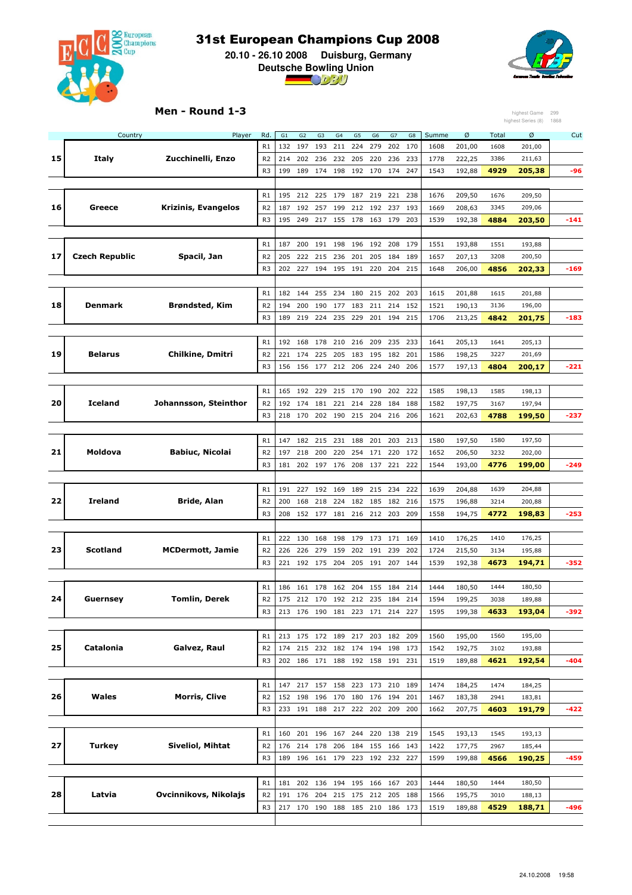# 31st European Champions Cup 2008

**20.10 - 26.10 2008 Duisburg, Germany**

**Deutsche Bowling Union**

## Men - Round 1-3

highest Game 299
highest Series (8) 1868

| | Country | Player | Rd. | G1 | G2 | G3 | G4 | G5 | G6 | G7 | G8 | Summe | Ø | Total | Ø | Cut |
|---|---|---|---|---|---|---|---|---|---|---|---|---|---|---|---|---|
| | | | R1 | 132 | 197 | 193 | 211 | 224 | 279 | 202 | 170 | 1608 | 201,00 | 1608 | 201,00 | |
| 15 | Italy | Zucchinelli, Enzo | R2 | 214 | 202 | 236 | 232 | 205 | 220 | 236 | 233 | 1778 | 222,25 | 3386 | 211,63 | |
| | | | R3 | 199 | 189 | 174 | 198 | 192 | 170 | 174 | 247 | 1543 | 192,88 | **4929** | **205,38** | **-96** |
| | | | R1 | 195 | 212 | 225 | 179 | 187 | 219 | 221 | 238 | 1676 | 209,50 | 1676 | 209,50 | |
| 16 | Greece | Krizinis, Evangelos | R2 | 187 | 192 | 257 | 199 | 212 | 192 | 237 | 193 | 1669 | 208,63 | 3345 | 209,06 | |
| | | | R3 | 195 | 249 | 217 | 155 | 178 | 163 | 179 | 203 | 1539 | 192,38 | **4884** | **203,50** | **-141** |
| | | | R1 | 187 | 200 | 191 | 198 | 196 | 192 | 208 | 179 | 1551 | 193,88 | 1551 | 193,88 | |
| 17 | Czech Republic | Spacil, Jan | R2 | 205 | 222 | 215 | 236 | 201 | 205 | 184 | 189 | 1657 | 207,13 | 3208 | 200,50 | |
| | | | R3 | 202 | 227 | 194 | 195 | 191 | 220 | 204 | 215 | 1648 | 206,00 | **4856** | **202,33** | **-169** |
| | | | R1 | 182 | 144 | 255 | 234 | 180 | 215 | 202 | 203 | 1615 | 201,88 | 1615 | 201,88 | |
| 18 | Denmark | Brøndsted, Kim | R2 | 194 | 200 | 190 | 177 | 183 | 211 | 214 | 152 | 1521 | 190,13 | 3136 | 196,00 | |
| | | | R3 | 189 | 219 | 224 | 235 | 229 | 201 | 194 | 215 | 1706 | 213,25 | **4842** | **201,75** | **-183** |
| | | | R1 | 192 | 168 | 178 | 210 | 216 | 209 | 235 | 233 | 1641 | 205,13 | 1641 | 205,13 | |
| 19 | Belarus | Chilkine, Dmitri | R2 | 221 | 174 | 225 | 205 | 183 | 195 | 182 | 201 | 1586 | 198,25 | 3227 | 201,69 | |
| | | | R3 | 156 | 156 | 177 | 212 | 206 | 224 | 240 | 206 | 1577 | 197,13 | **4804** | **200,17** | **-221** |
| | | | R1 | 165 | 192 | 229 | 215 | 170 | 190 | 202 | 222 | 1585 | 198,13 | 1585 | 198,13 | |
| 20 | Iceland | Johannsson, Steinthor | R2 | 192 | 174 | 181 | 221 | 214 | 228 | 184 | 188 | 1582 | 197,75 | 3167 | 197,94 | |
| | | | R3 | 218 | 170 | 202 | 190 | 215 | 204 | 216 | 206 | 1621 | 202,63 | **4788** | **199,50** | **-237** |
| | | | R1 | 147 | 182 | 215 | 231 | 188 | 201 | 203 | 213 | 1580 | 197,50 | 1580 | 197,50 | |
| 21 | Moldova | Babiuc, Nicolai | R2 | 197 | 218 | 200 | 220 | 254 | 171 | 220 | 172 | 1652 | 206,50 | 3232 | 202,00 | |
| | | | R3 | 181 | 202 | 197 | 176 | 208 | 137 | 221 | 222 | 1544 | 193,00 | **4776** | **199,00** | **-249** |
| | | | R1 | 191 | 227 | 192 | 169 | 189 | 215 | 234 | 222 | 1639 | 204,88 | 1639 | 204,88 | |
| 22 | Ireland | Bride, Alan | R2 | 200 | 168 | 218 | 224 | 182 | 185 | 182 | 216 | 1575 | 196,88 | 3214 | 200,88 | |
| | | | R3 | 208 | 152 | 177 | 181 | 216 | 212 | 203 | 209 | 1558 | 194,75 | **4772** | **198,83** | **-253** |
| | | | R1 | 222 | 130 | 168 | 198 | 179 | 173 | 171 | 169 | 1410 | 176,25 | 1410 | 176,25 | |
| 23 | Scotland | MCDermott, Jamie | R2 | 226 | 226 | 279 | 159 | 202 | 191 | 239 | 202 | 1724 | 215,50 | 3134 | 195,88 | |
| | | | R3 | 221 | 192 | 175 | 204 | 205 | 191 | 207 | 144 | 1539 | 192,38 | **4673** | **194,71** | **-352** |
| | | | R1 | 186 | 161 | 178 | 162 | 204 | 155 | 184 | 214 | 1444 | 180,50 | 1444 | 180,50 | |
| 24 | Guernsey | Tomlin, Derek | R2 | 175 | 212 | 170 | 192 | 212 | 235 | 184 | 214 | 1594 | 199,25 | 3038 | 189,88 | |
| | | | R3 | 213 | 176 | 190 | 181 | 223 | 171 | 214 | 227 | 1595 | 199,38 | **4633** | **193,04** | **-392** |
| | | | R1 | 213 | 175 | 172 | 189 | 217 | 203 | 182 | 209 | 1560 | 195,00 | 1560 | 195,00 | |
| 25 | Catalonia | Galvez, Raul | R2 | 174 | 215 | 232 | 182 | 174 | 194 | 198 | 173 | 1542 | 192,75 | 3102 | 193,88 | |
| | | | R3 | 202 | 186 | 171 | 188 | 192 | 158 | 191 | 231 | 1519 | 189,88 | **4621** | **192,54** | **-404** |
| | | | R1 | 147 | 217 | 157 | 158 | 223 | 173 | 210 | 189 | 1474 | 184,25 | 1474 | 184,25 | |
| 26 | Wales | Morris, Clive | R2 | 152 | 198 | 196 | 170 | 180 | 176 | 194 | 201 | 1467 | 183,38 | 2941 | 183,81 | |
| | | | R3 | 233 | 191 | 188 | 217 | 222 | 202 | 209 | 200 | 1662 | 207,75 | **4603** | **191,79** | **-422** |
| | | | R1 | 160 | 201 | 196 | 167 | 244 | 220 | 138 | 219 | 1545 | 193,13 | 1545 | 193,13 | |
| 27 | Turkey | Siveliol, Mihtat | R2 | 176 | 214 | 178 | 206 | 184 | 155 | 166 | 143 | 1422 | 177,75 | 2967 | 185,44 | |
| | | | R3 | 189 | 196 | 161 | 179 | 223 | 192 | 232 | 227 | 1599 | 199,88 | **4566** | **190,25** | **-459** |
| | | | R1 | 181 | 202 | 136 | 194 | 195 | 166 | 167 | 203 | 1444 | 180,50 | 1444 | 180,50 | |
| 28 | Latvia | Ovcinnikovs, Nikolajs | R2 | 191 | 176 | 204 | 215 | 175 | 212 | 205 | 188 | 1566 | 195,75 | 3010 | 188,13 | |
| | | | R3 | 217 | 170 | 190 | 188 | 185 | 210 | 186 | 173 | 1519 | 189,88 | **4529** | **188,71** | **-496** |

24.10.2008 19:58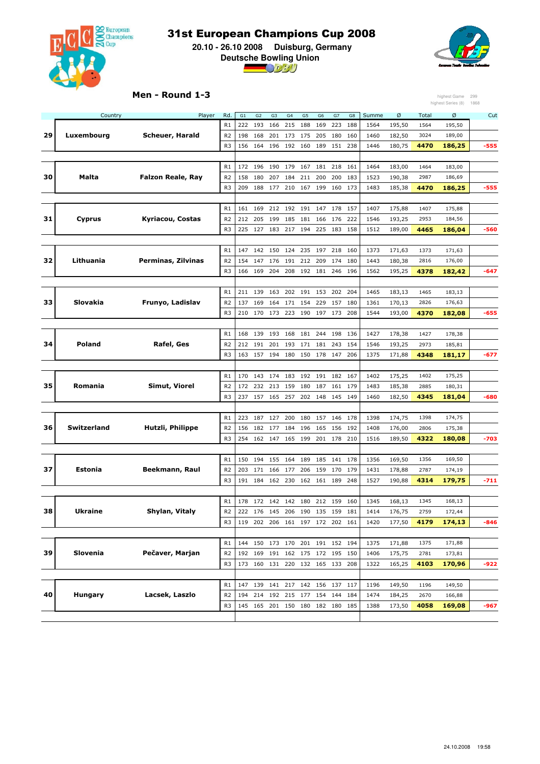# 31st European Champions Cup 2008

**20.10 - 26.10 2008 Duisburg, Germany**

**Deutsche Bowling Union**

## Men - Round 1-3

highest Game 299
highest Series (8) 1868

| | Country | Player | Rd. | G1 | G2 | G3 | G4 | G5 | G6 | G7 | G8 | Summe | Ø | Total | Ø | Cut |
|---|---|---|---|---|---|---|---|---|---|---|---|---|---|---|---|---|
| | | | R1 | 222 | 193 | 166 | 215 | 188 | 169 | 223 | 188 | 1564 | 195,50 | 1564 | 195,50 | |
| 29 | Luxembourg | Scheuer, Harald | R2 | 198 | 168 | 201 | 173 | 175 | 205 | 180 | 160 | 1460 | 182,50 | 3024 | 189,00 | |
| | | | R3 | 156 | 164 | 196 | 192 | 160 | 189 | 151 | 238 | 1446 | 180,75 | **4470** | **186,25** | **-555** |
| | | | R1 | 172 | 196 | 190 | 179 | 167 | 181 | 218 | 161 | 1464 | 183,00 | 1464 | 183,00 | |
| 30 | Malta | Falzon Reale, Ray | R2 | 158 | 180 | 207 | 184 | 211 | 200 | 200 | 183 | 1523 | 190,38 | 2987 | 186,69 | |
| | | | R3 | 209 | 188 | 177 | 210 | 167 | 199 | 160 | 173 | 1483 | 185,38 | **4470** | **186,25** | **-555** |
| | | | R1 | 161 | 169 | 212 | 192 | 191 | 147 | 178 | 157 | 1407 | 175,88 | 1407 | 175,88 | |
| 31 | Cyprus | Kyriacou, Costas | R2 | 212 | 205 | 199 | 185 | 181 | 166 | 176 | 222 | 1546 | 193,25 | 2953 | 184,56 | |
| | | | R3 | 225 | 127 | 183 | 217 | 194 | 225 | 183 | 158 | 1512 | 189,00 | **4465** | **186,04** | **-560** |
| | | | R1 | 147 | 142 | 150 | 124 | 235 | 197 | 218 | 160 | 1373 | 171,63 | 1373 | 171,63 | |
| 32 | Lithuania | Perminas, Zilvinas | R2 | 154 | 147 | 176 | 191 | 212 | 209 | 174 | 180 | 1443 | 180,38 | 2816 | 176,00 | |
| | | | R3 | 166 | 169 | 204 | 208 | 192 | 181 | 246 | 196 | 1562 | 195,25 | **4378** | **182,42** | **-647** |
| | | | R1 | 211 | 139 | 163 | 202 | 191 | 153 | 202 | 204 | 1465 | 183,13 | 1465 | 183,13 | |
| 33 | Slovakia | Frunyo, Ladislav | R2 | 137 | 169 | 164 | 171 | 154 | 229 | 157 | 180 | 1361 | 170,13 | 2826 | 176,63 | |
| | | | R3 | 210 | 170 | 173 | 223 | 190 | 197 | 173 | 208 | 1544 | 193,00 | **4370** | **182,08** | **-655** |
| | | | R1 | 168 | 139 | 193 | 168 | 181 | 244 | 198 | 136 | 1427 | 178,38 | 1427 | 178,38 | |
| 34 | Poland | Rafel, Ges | R2 | 212 | 191 | 201 | 193 | 171 | 181 | 243 | 154 | 1546 | 193,25 | 2973 | 185,81 | |
| | | | R3 | 163 | 157 | 194 | 180 | 150 | 178 | 147 | 206 | 1375 | 171,88 | **4348** | **181,17** | **-677** |
| | | | R1 | 170 | 143 | 174 | 183 | 192 | 191 | 182 | 167 | 1402 | 175,25 | 1402 | 175,25 | |
| 35 | Romania | Simut, Viorel | R2 | 172 | 232 | 213 | 159 | 180 | 187 | 161 | 179 | 1483 | 185,38 | 2885 | 180,31 | |
| | | | R3 | 237 | 157 | 165 | 257 | 202 | 148 | 145 | 149 | 1460 | 182,50 | **4345** | **181,04** | **-680** |
| | | | R1 | 223 | 187 | 127 | 200 | 180 | 157 | 146 | 178 | 1398 | 174,75 | 1398 | 174,75 | |
| 36 | Switzerland | Hutzli, Philippe | R2 | 156 | 182 | 177 | 184 | 196 | 165 | 156 | 192 | 1408 | 176,00 | 2806 | 175,38 | |
| | | | R3 | 254 | 162 | 147 | 165 | 199 | 201 | 178 | 210 | 1516 | 189,50 | **4322** | **180,08** | **-703** |
| | | | R1 | 150 | 194 | 155 | 164 | 189 | 185 | 141 | 178 | 1356 | 169,50 | 1356 | 169,50 | |
| 37 | Estonia | Beekmann, Raul | R2 | 203 | 171 | 166 | 177 | 206 | 159 | 170 | 179 | 1431 | 178,88 | 2787 | 174,19 | |
| | | | R3 | 191 | 184 | 162 | 230 | 162 | 161 | 189 | 248 | 1527 | 190,88 | **4314** | **179,75** | **-711** |
| | | | R1 | 178 | 172 | 142 | 142 | 180 | 212 | 159 | 160 | 1345 | 168,13 | 1345 | 168,13 | |
| 38 | Ukraine | Shylan, Vitaly | R2 | 222 | 176 | 145 | 206 | 190 | 135 | 159 | 181 | 1414 | 176,75 | 2759 | 172,44 | |
| | | | R3 | 119 | 202 | 206 | 161 | 197 | 172 | 202 | 161 | 1420 | 177,50 | **4179** | **174,13** | **-846** |
| | | | R1 | 144 | 150 | 173 | 170 | 201 | 191 | 152 | 194 | 1375 | 171,88 | 1375 | 171,88 | |
| 39 | Slovenia | Pečaver, Marjan | R2 | 192 | 169 | 191 | 162 | 175 | 172 | 195 | 150 | 1406 | 175,75 | 2781 | 173,81 | |
| | | | R3 | 173 | 160 | 131 | 220 | 132 | 165 | 133 | 208 | 1322 | 165,25 | **4103** | **170,96** | **-922** |
| | | | R1 | 147 | 139 | 141 | 217 | 142 | 156 | 137 | 117 | 1196 | 149,50 | 1196 | 149,50 | |
| 40 | Hungary | Lacsek, Laszlo | R2 | 194 | 214 | 192 | 215 | 177 | 154 | 144 | 184 | 1474 | 184,25 | 2670 | 166,88 | |
| | | | R3 | 145 | 165 | 201 | 150 | 180 | 182 | 180 | 185 | 1388 | 173,50 | **4058** | **169,08** | **-967** |

24.10.2008 19:58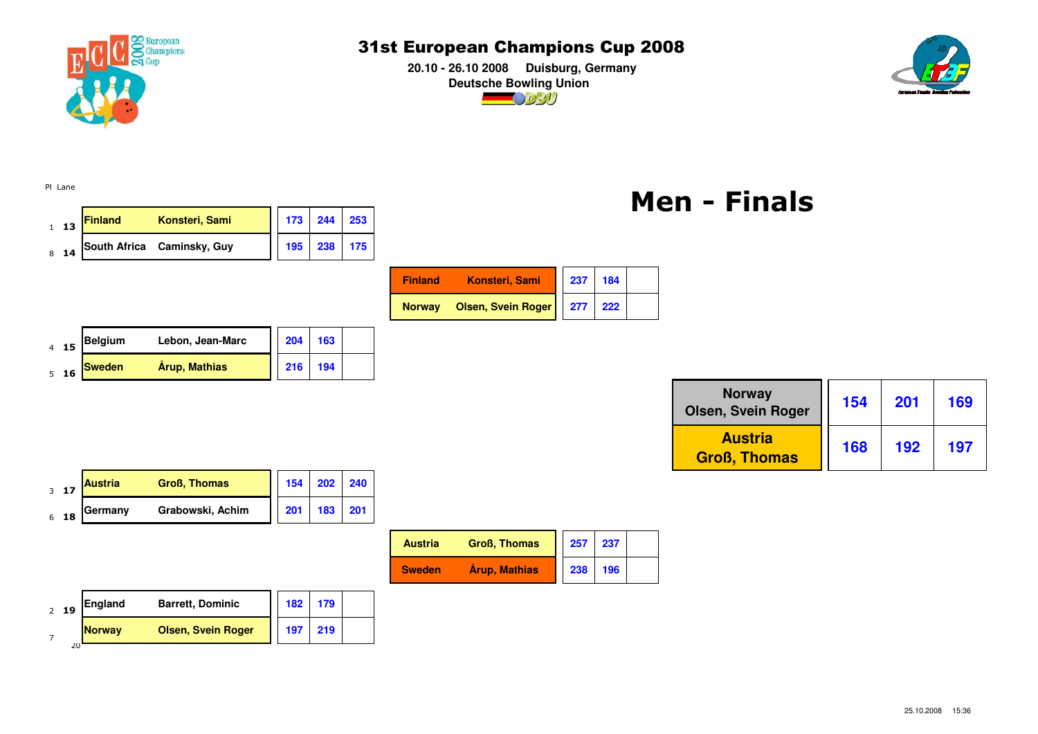# 31st European Champions Cup 2008

20.10 - 26.10 2008 Duisburg, Germany

Deutsche Bowling Union

## Men - Finals

### Quarterfinals

| Pl | Lane | Country | Player | G1 | G2 | G3 |
|---|---|---|---|---|---|---|
| 1 | 13 | Finland | Konsteri, Sami | 173 | 244 | 253 |
| 8 | 14 | South Africa | Caminsky, Guy | 195 | 238 | 175 |
| 4 | 15 | Belgium | Lebon, Jean-Marc | 204 | 163 | |
| 5 | 16 | Sweden | Årup, Mathias | 216 | 194 | |
| 3 | 17 | Austria | Groß, Thomas | 154 | 202 | 240 |
| 6 | 18 | Germany | Grabowski, Achim | 201 | 183 | 201 |
| 2 | 19 | England | Barrett, Dominic | 182 | 179 | |
| 7 | 20 | Norway | Olsen, Svein Roger | 197 | 219 | |

### Semifinals

| Country | Player | G1 | G2 | G3 |
|---|---|---|---|---|
| Finland | Konsteri, Sami | 237 | 184 | |
| Norway | Olsen, Svein Roger | 277 | 222 | |
| Austria | Groß, Thomas | 257 | 237 | |
| Sweden | Årup, Mathias | 238 | 196 | |

### Final

| Country / Player | G1 | G2 | G3 |
|---|---|---|---|
| Norway<br>Olsen, Svein Roger | 154 | 201 | 169 |
| Austria<br>Groß, Thomas | 168 | 192 | 197 |

25.10.2008 15:36